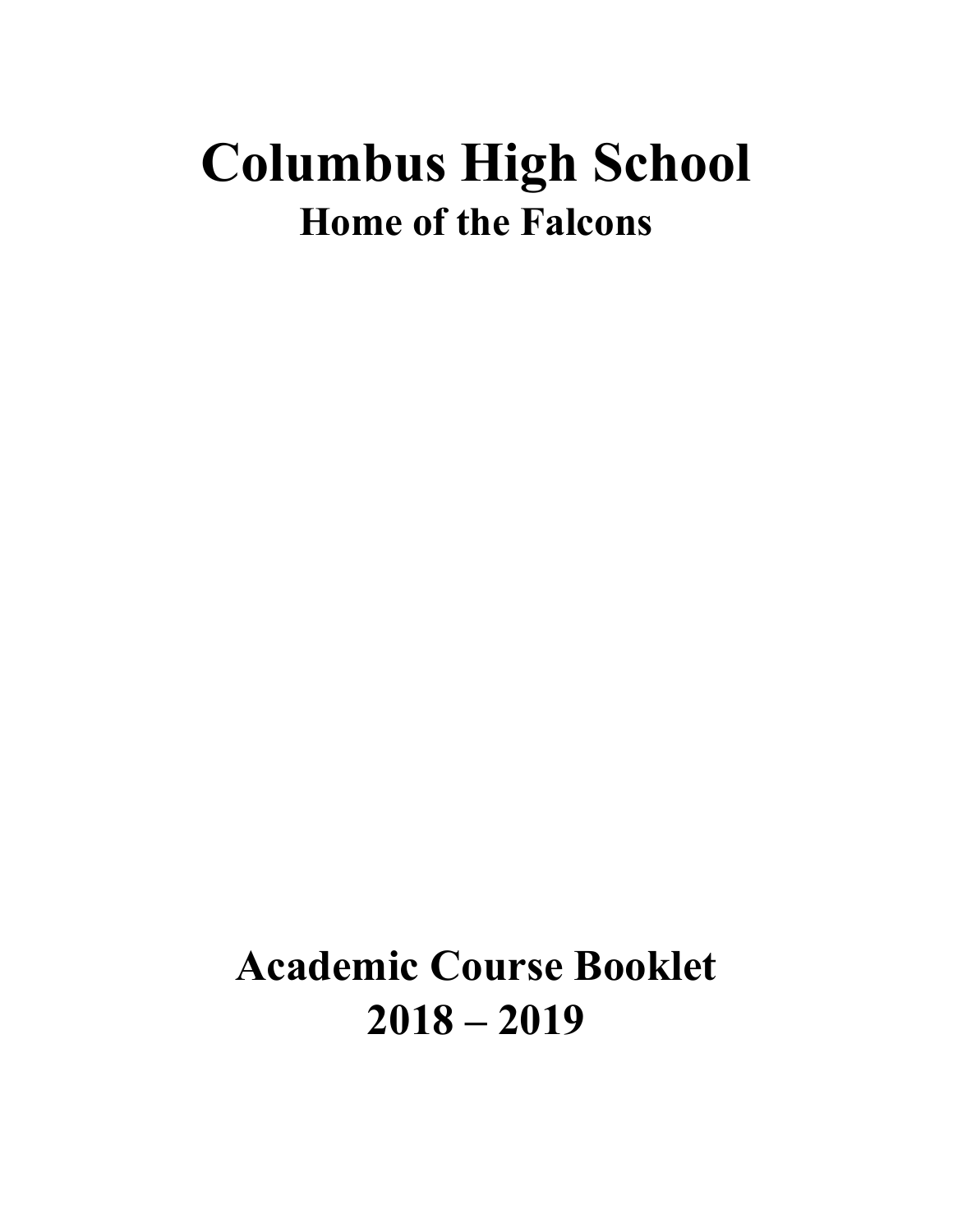# Columbus High School

## Home of the Falcons

# Academic Course Booklet

# 2018 – 2019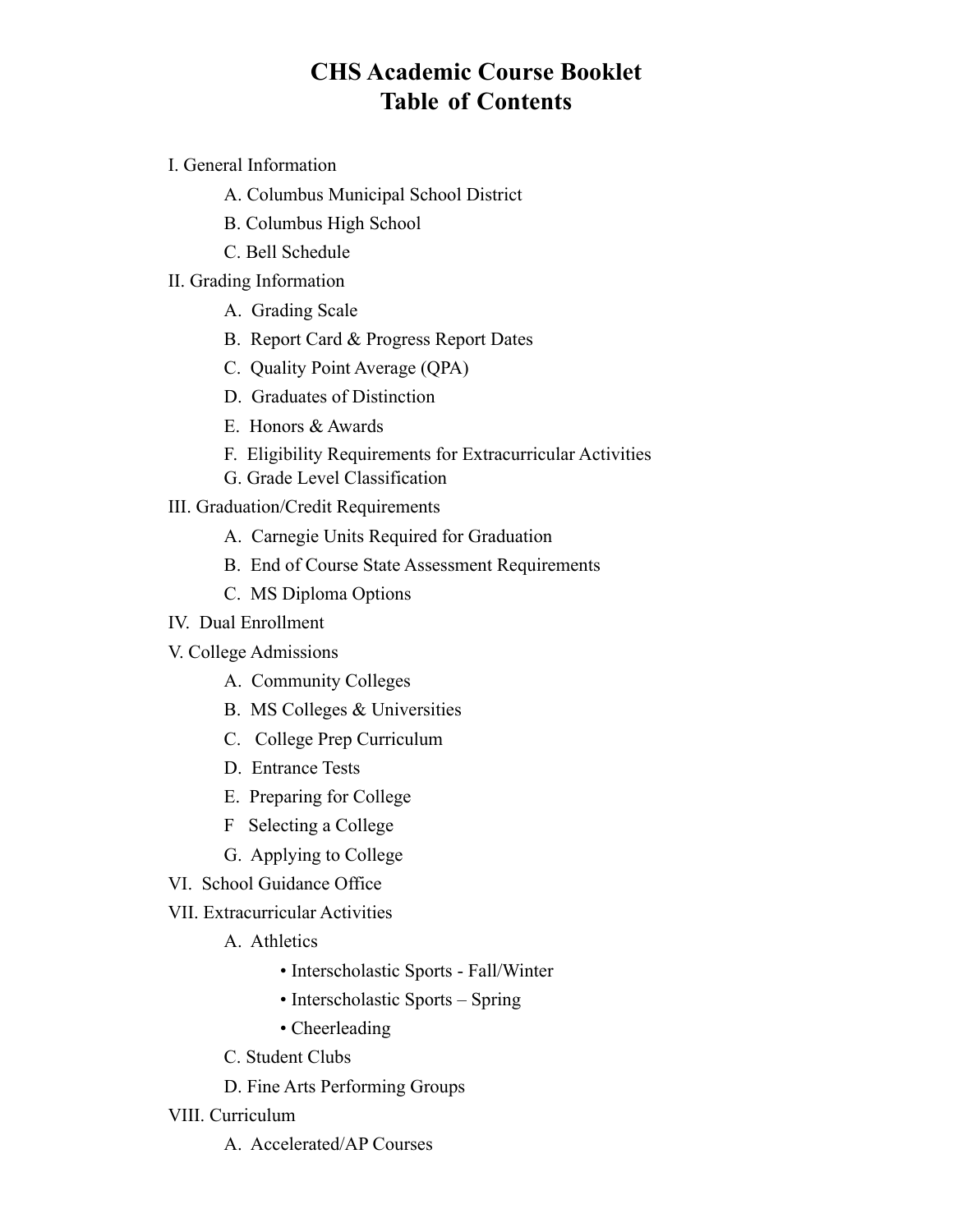# CHS Academic Course Booklet
# Table of Contents

- I. General Information
  - A. Columbus Municipal School District
  - B. Columbus High School
  - C. Bell Schedule
- II. Grading Information
  - A. Grading Scale
  - B. Report Card & Progress Report Dates
  - C. Quality Point Average (QPA)
  - D. Graduates of Distinction
  - E. Honors & Awards
  - F. Eligibility Requirements for Extracurricular Activities
  - G. Grade Level Classification
- III. Graduation/Credit Requirements
  - A. Carnegie Units Required for Graduation
  - B. End of Course State Assessment Requirements
  - C. MS Diploma Options
- IV. Dual Enrollment
- V. College Admissions
  - A. Community Colleges
  - B. MS Colleges & Universities
  - C. College Prep Curriculum
  - D. Entrance Tests
  - E. Preparing for College
  - F Selecting a College
  - G. Applying to College
- VI. School Guidance Office
- VII. Extracurricular Activities
  - A. Athletics
    - • Interscholastic Sports - Fall/Winter
    - • Interscholastic Sports – Spring
    - • Cheerleading
  - C. Student Clubs
  - D. Fine Arts Performing Groups
- VIII. Curriculum
  - A. Accelerated/AP Courses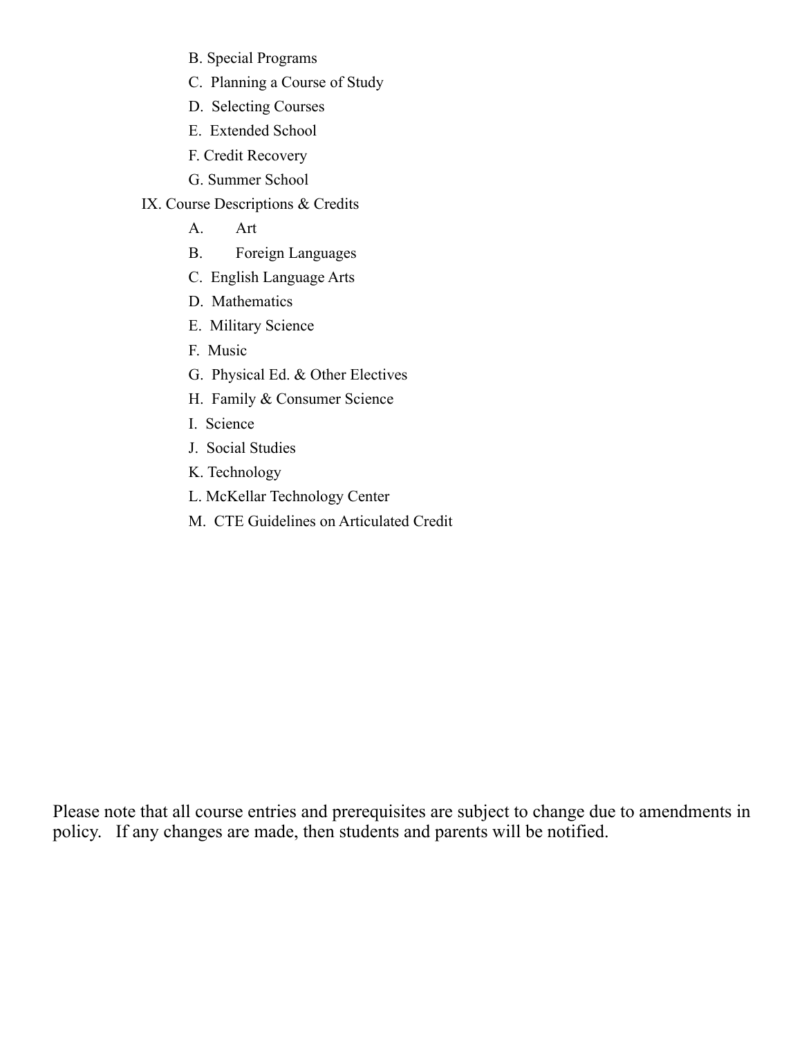- B. Special Programs
- C. Planning a Course of Study
- D. Selecting Courses
- E. Extended School
- F. Credit Recovery
- G. Summer School

IX. Course Descriptions & Credits

- A. Art
- B. Foreign Languages
- C. English Language Arts
- D. Mathematics
- E. Military Science
- F. Music
- G. Physical Ed. & Other Electives
- H. Family & Consumer Science
- I. Science
- J. Social Studies
- K. Technology
- L. McKellar Technology Center
- M. CTE Guidelines on Articulated Credit

Please note that all course entries and prerequisites are subject to change due to amendments in policy. If any changes are made, then students and parents will be notified.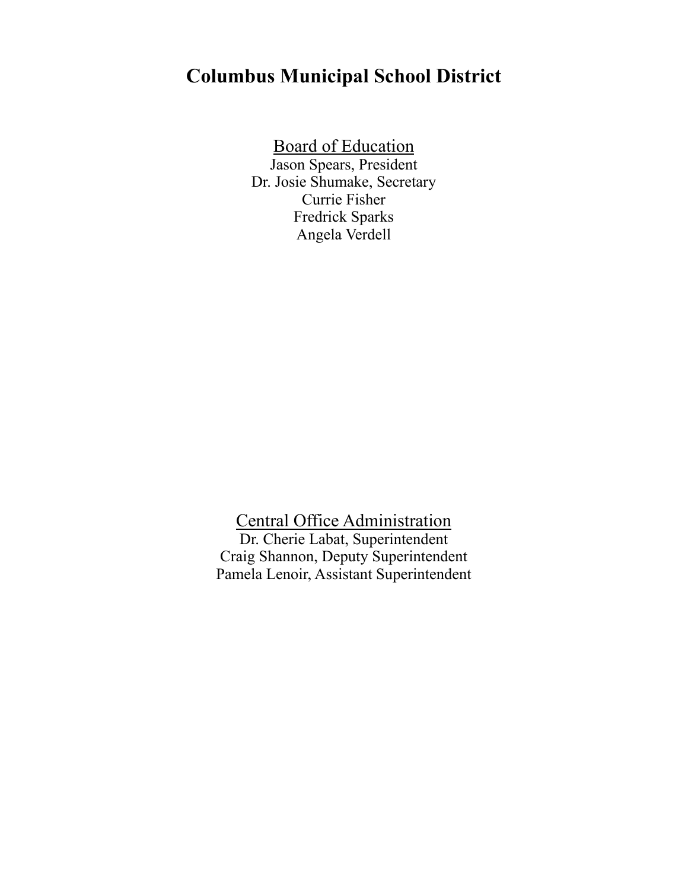# Columbus Municipal School District

## Board of Education

Jason Spears, President
Dr. Josie Shumake, Secretary
Currie Fisher
Fredrick Sparks
Angela Verdell

## Central Office Administration

Dr. Cherie Labat, Superintendent
Craig Shannon, Deputy Superintendent
Pamela Lenoir, Assistant Superintendent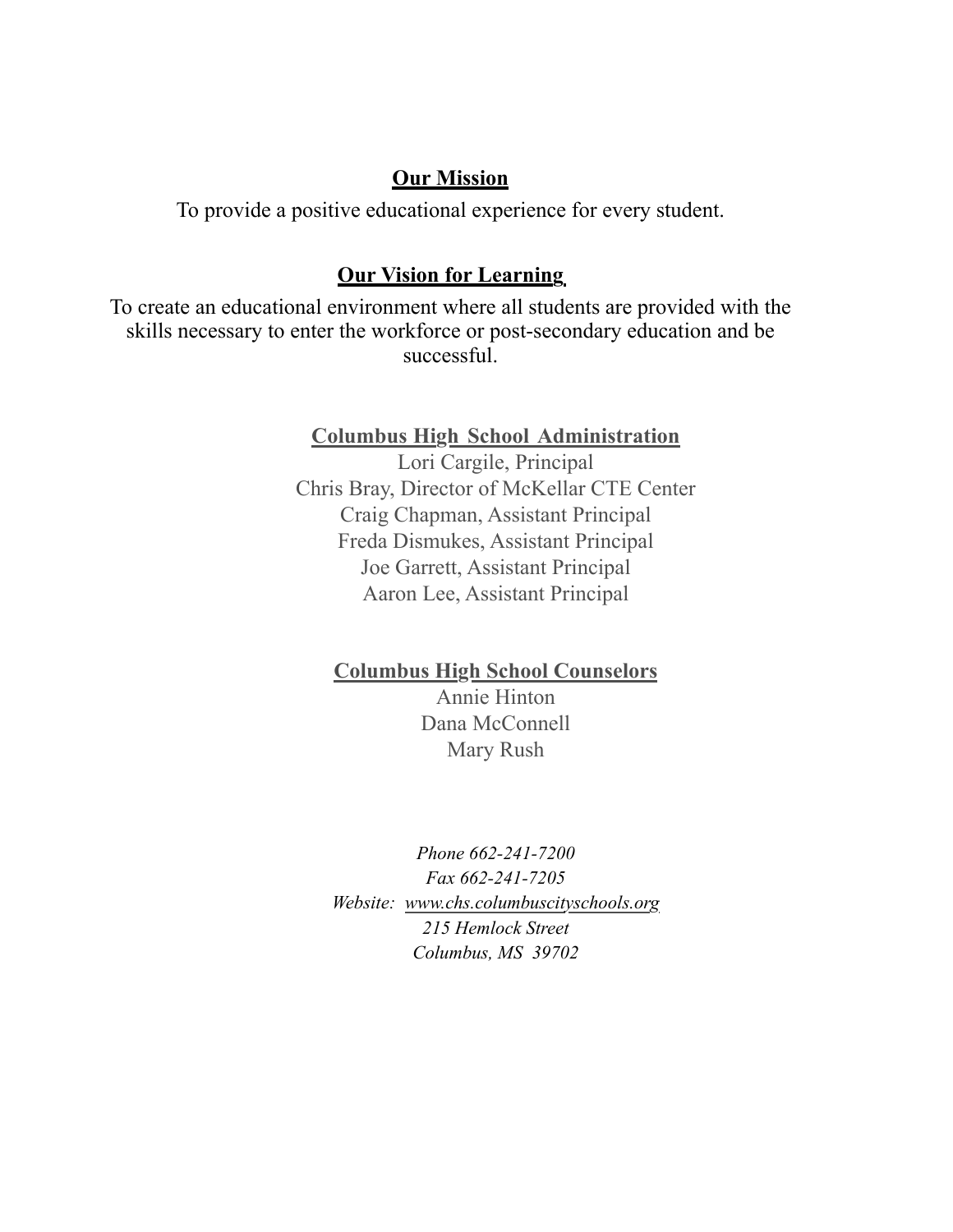## Our Mission

To provide a positive educational experience for every student.

## Our Vision for Learning

To create an educational environment where all students are provided with the skills necessary to enter the workforce or post-secondary education and be successful.

### Columbus High School Administration

Lori Cargile, Principal
Chris Bray, Director of McKellar CTE Center
Craig Chapman, Assistant Principal
Freda Dismukes, Assistant Principal
Joe Garrett, Assistant Principal
Aaron Lee, Assistant Principal

### Columbus High School Counselors

Annie Hinton
Dana McConnell
Mary Rush

*Phone 662-241-7200*
*Fax 662-241-7205*
*Website: www.chs.columbuscityschools.org*
*215 Hemlock Street*
*Columbus, MS 39702*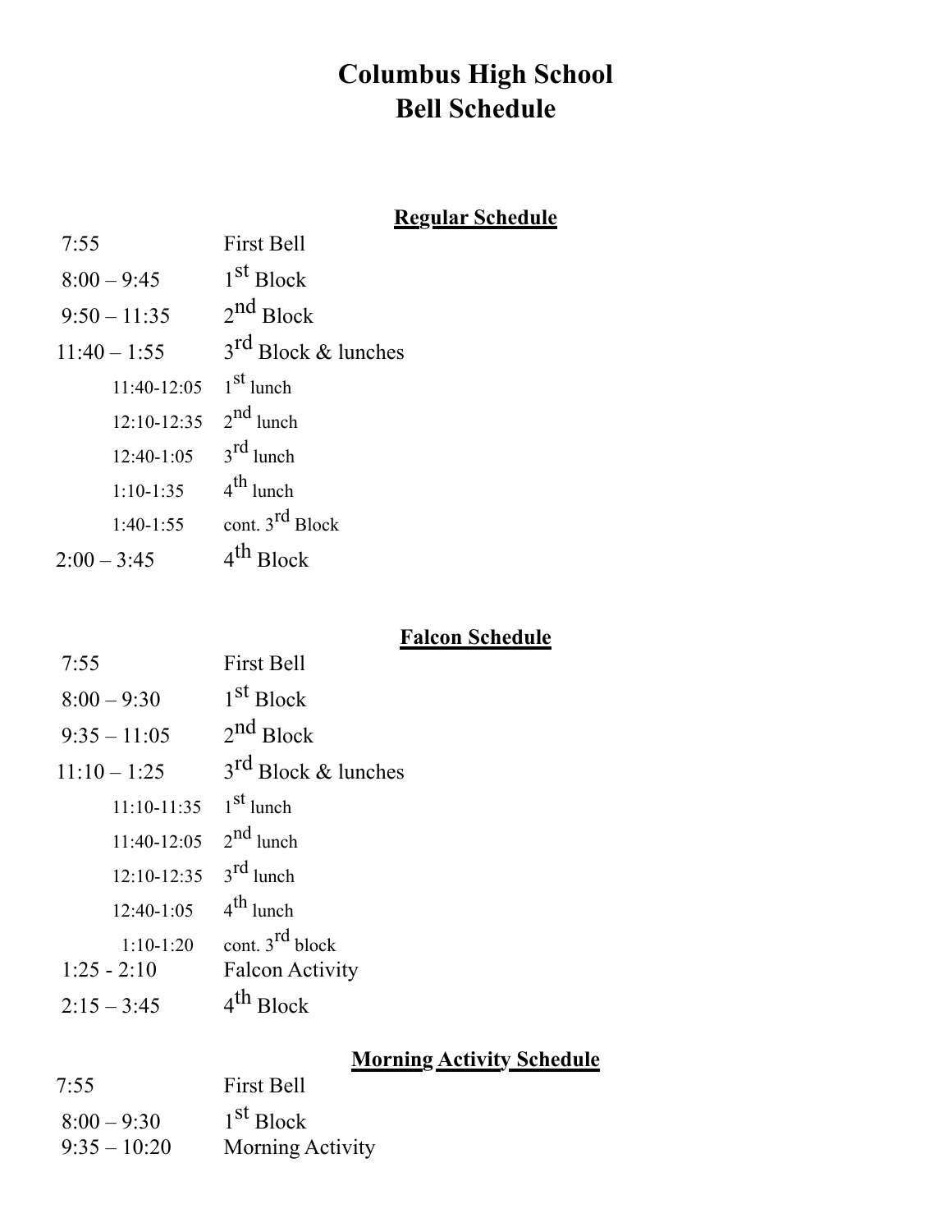# Columbus High School
# Bell Schedule

### Regular Schedule

| | |
|---|---|
| 7:55 | First Bell |
| 8:00 – 9:45 | 1st Block |
| 9:50 – 11:35 | 2nd Block |
| 11:40 – 1:55 | 3rd Block & lunches |
| 11:40-12:05 | 1st lunch |
| 12:10-12:35 | 2nd lunch |
| 12:40-1:05 | 3rd lunch |
| 1:10-1:35 | 4th lunch |
| 1:40-1:55 | cont. 3rd Block |
| 2:00 – 3:45 | 4th Block |

### Falcon Schedule

| | |
|---|---|
| 7:55 | First Bell |
| 8:00 – 9:30 | 1st Block |
| 9:35 – 11:05 | 2nd Block |
| 11:10 – 1:25 | 3rd Block & lunches |
| 11:10-11:35 | 1st lunch |
| 11:40-12:05 | 2nd lunch |
| 12:10-12:35 | 3rd lunch |
| 12:40-1:05 | 4th lunch |
| 1:10-1:20 | cont. 3rd block |
| 1:25 - 2:10 | Falcon Activity |
| 2:15 – 3:45 | 4th Block |

### Morning Activity Schedule

| | |
|---|---|
| 7:55 | First Bell |
| 8:00 – 9:30 | 1st Block |
| 9:35 – 10:20 | Morning Activity |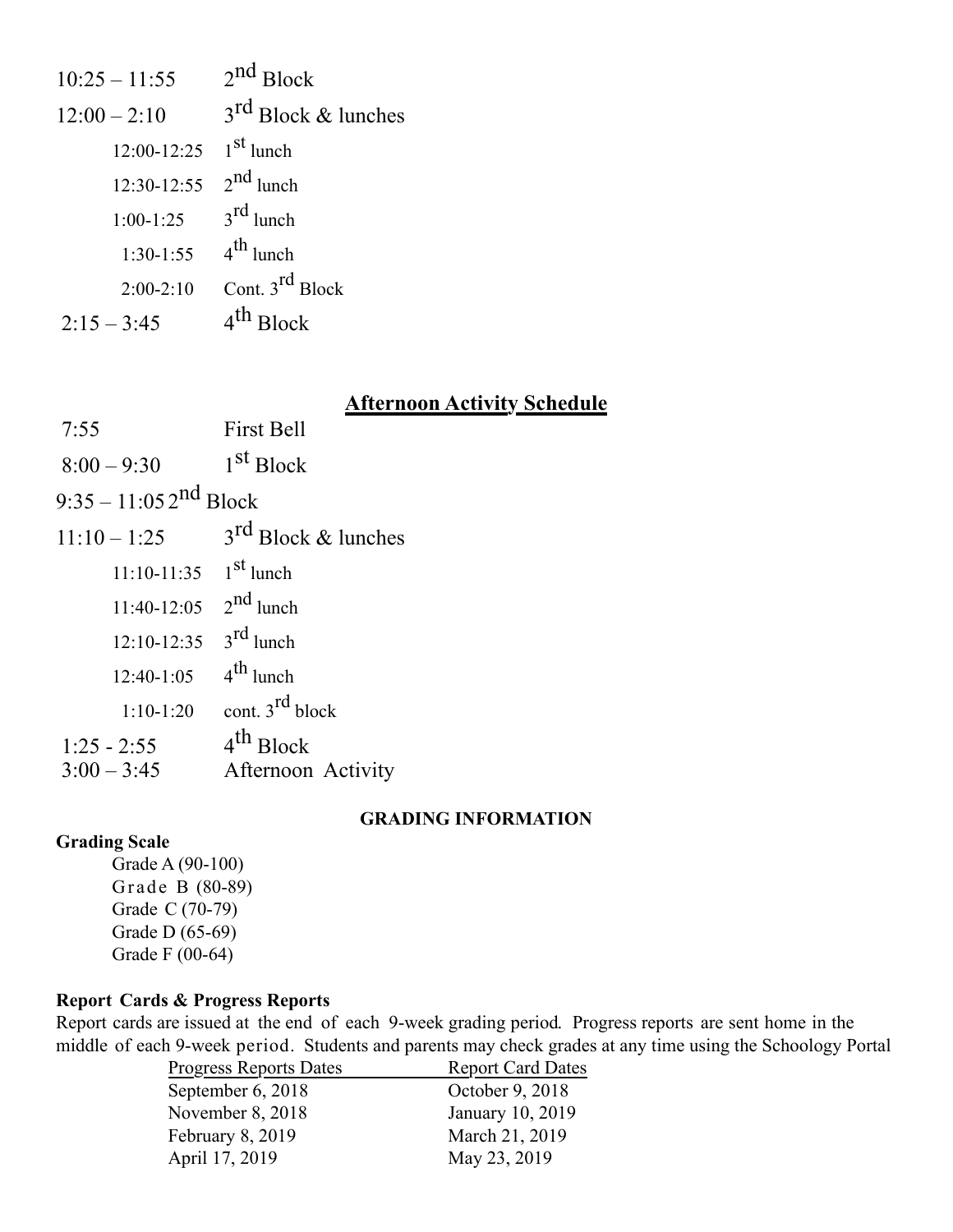| | |
|---|---|
| 10:25 – 11:55 | 2nd Block |
| 12:00 – 2:10 | 3rd Block & lunches |
| 12:00-12:25 | 1st lunch |
| 12:30-12:55 | 2nd lunch |
| 1:00-1:25 | 3rd lunch |
| 1:30-1:55 | 4th lunch |
| 2:00-2:10 | Cont. 3rd Block |
| 2:15 – 3:45 | 4th Block |

## Afternoon Activity Schedule

| | |
|---|---|
| 7:55 | First Bell |
| 8:00 – 9:30 | 1st Block |
| 9:35 – 11:05 | 2nd Block |
| 11:10 – 1:25 | 3rd Block & lunches |
| 11:10-11:35 | 1st lunch |
| 11:40-12:05 | 2nd lunch |
| 12:10-12:35 | 3rd lunch |
| 12:40-1:05 | 4th lunch |
| 1:10-1:20 | cont. 3rd block |
| 1:25 - 2:55 | 4th Block |
| 3:00 – 3:45 | Afternoon Activity |

## GRADING INFORMATION

**Grading Scale**

- Grade A (90-100)
- Grade B (80-89)
- Grade C (70-79)
- Grade D (65-69)
- Grade F (00-64)

**Report Cards & Progress Reports**

Report cards are issued at the end of each 9-week grading period. Progress reports are sent home in the middle of each 9-week period. Students and parents may check grades at any time using the Schoology Portal

| Progress Reports Dates | Report Card Dates |
|---|---|
| September 6, 2018 | October 9, 2018 |
| November 8, 2018 | January 10, 2019 |
| February 8, 2019 | March 21, 2019 |
| April 17, 2019 | May 23, 2019 |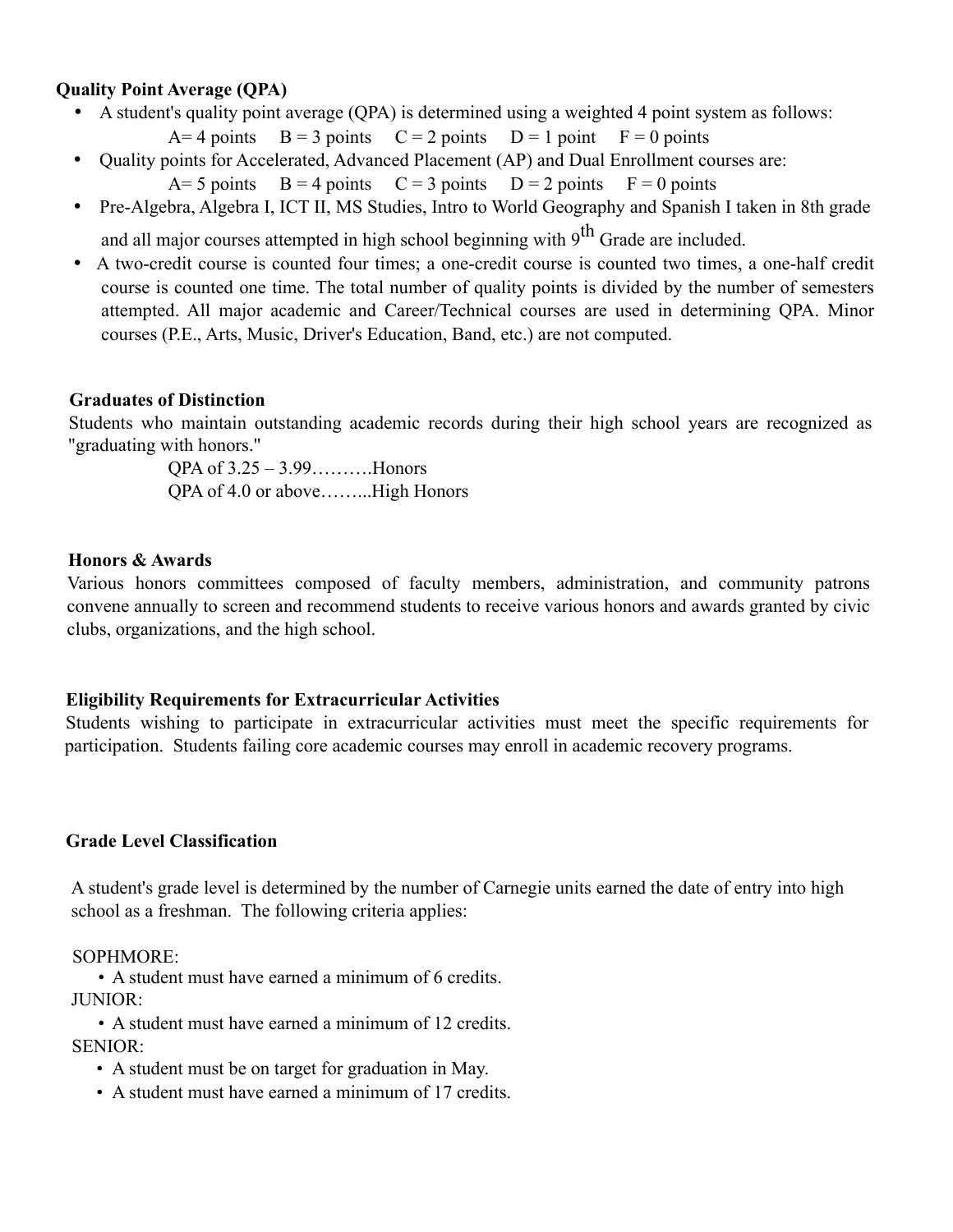## Quality Point Average (QPA)

- A student's quality point average (QPA) is determined using a weighted 4 point system as follows:
  A= 4 points B = 3 points C = 2 points D = 1 point F = 0 points
- Quality points for Accelerated, Advanced Placement (AP) and Dual Enrollment courses are:
  A= 5 points B = 4 points C = 3 points D = 2 points F = 0 points
- Pre-Algebra, Algebra I, ICT II, MS Studies, Intro to World Geography and Spanish I taken in 8th grade and all major courses attempted in high school beginning with 9th Grade are included.
- A two-credit course is counted four times; a one-credit course is counted two times, a one-half credit course is counted one time. The total number of quality points is divided by the number of semesters attempted. All major academic and Career/Technical courses are used in determining QPA. Minor courses (P.E., Arts, Music, Driver's Education, Band, etc.) are not computed.

## Graduates of Distinction

Students who maintain outstanding academic records during their high school years are recognized as "graduating with honors."

QPA of 3.25 – 3.99……….Honors
QPA of 4.0 or above……...High Honors

## Honors & Awards

Various honors committees composed of faculty members, administration, and community patrons convene annually to screen and recommend students to receive various honors and awards granted by civic clubs, organizations, and the high school.

## Eligibility Requirements for Extracurricular Activities

Students wishing to participate in extracurricular activities must meet the specific requirements for participation. Students failing core academic courses may enroll in academic recovery programs.

## Grade Level Classification

A student's grade level is determined by the number of Carnegie units earned the date of entry into high school as a freshman. The following criteria applies:

SOPHMORE:
- A student must have earned a minimum of 6 credits.

JUNIOR:
- A student must have earned a minimum of 12 credits.

SENIOR:
- A student must be on target for graduation in May.
- A student must have earned a minimum of 17 credits.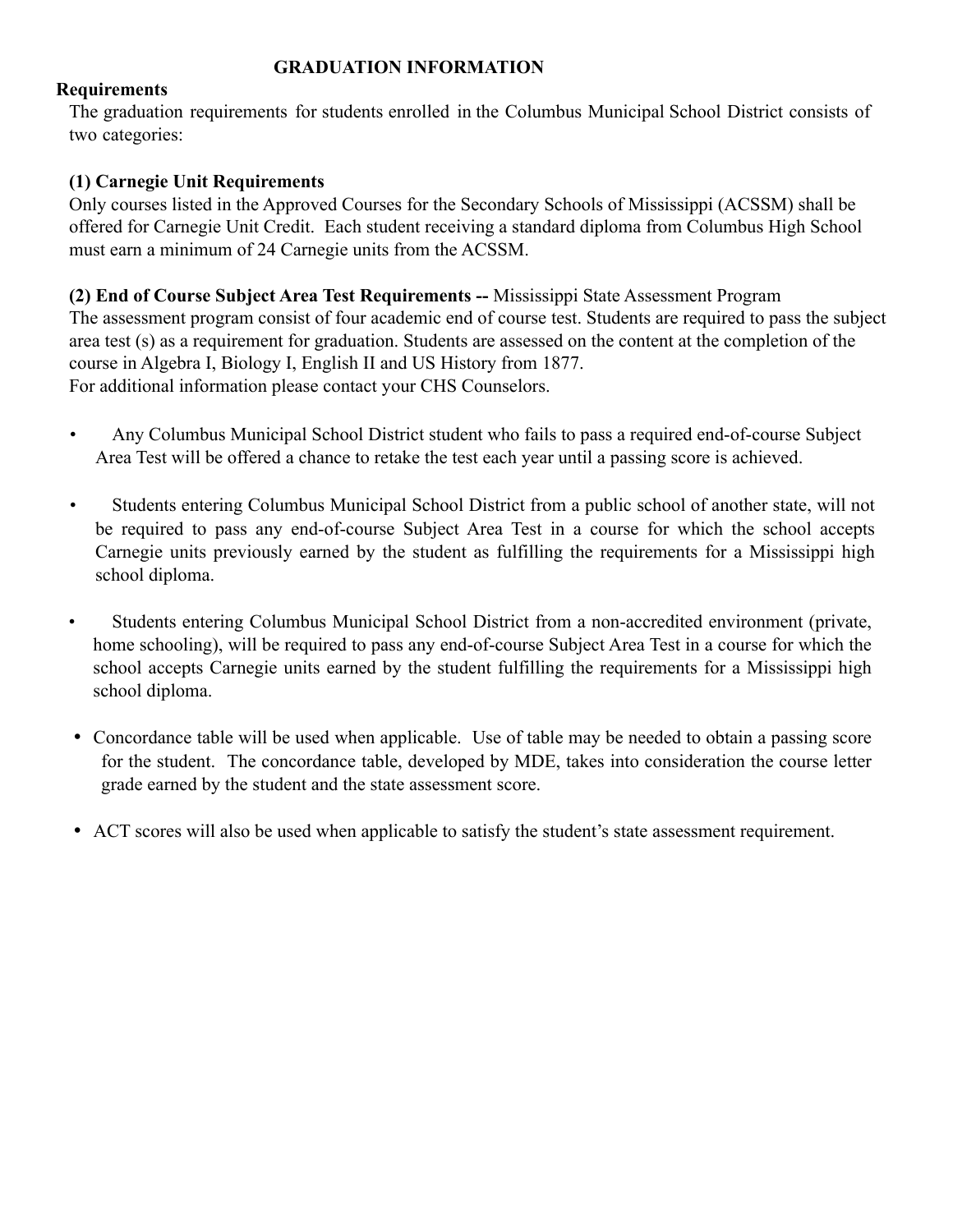# GRADUATION INFORMATION

## Requirements

The graduation requirements for students enrolled in the Columbus Municipal School District consists of two categories:

**(1) Carnegie Unit Requirements**
Only courses listed in the Approved Courses for the Secondary Schools of Mississippi (ACSSM) shall be offered for Carnegie Unit Credit. Each student receiving a standard diploma from Columbus High School must earn a minimum of 24 Carnegie units from the ACSSM.

**(2) End of Course Subject Area Test Requirements --** Mississippi State Assessment Program
The assessment program consist of four academic end of course test. Students are required to pass the subject area test (s) as a requirement for graduation. Students are assessed on the content at the completion of the course in Algebra I, Biology I, English II and US History from 1877.
For additional information please contact your CHS Counselors.

- Any Columbus Municipal School District student who fails to pass a required end-of-course Subject Area Test will be offered a chance to retake the test each year until a passing score is achieved.
- Students entering Columbus Municipal School District from a public school of another state, will not be required to pass any end-of-course Subject Area Test in a course for which the school accepts Carnegie units previously earned by the student as fulfilling the requirements for a Mississippi high school diploma.
- Students entering Columbus Municipal School District from a non-accredited environment (private, home schooling), will be required to pass any end-of-course Subject Area Test in a course for which the school accepts Carnegie units earned by the student fulfilling the requirements for a Mississippi high school diploma.
- Concordance table will be used when applicable. Use of table may be needed to obtain a passing score for the student. The concordance table, developed by MDE, takes into consideration the course letter grade earned by the student and the state assessment score.
- ACT scores will also be used when applicable to satisfy the student's state assessment requirement.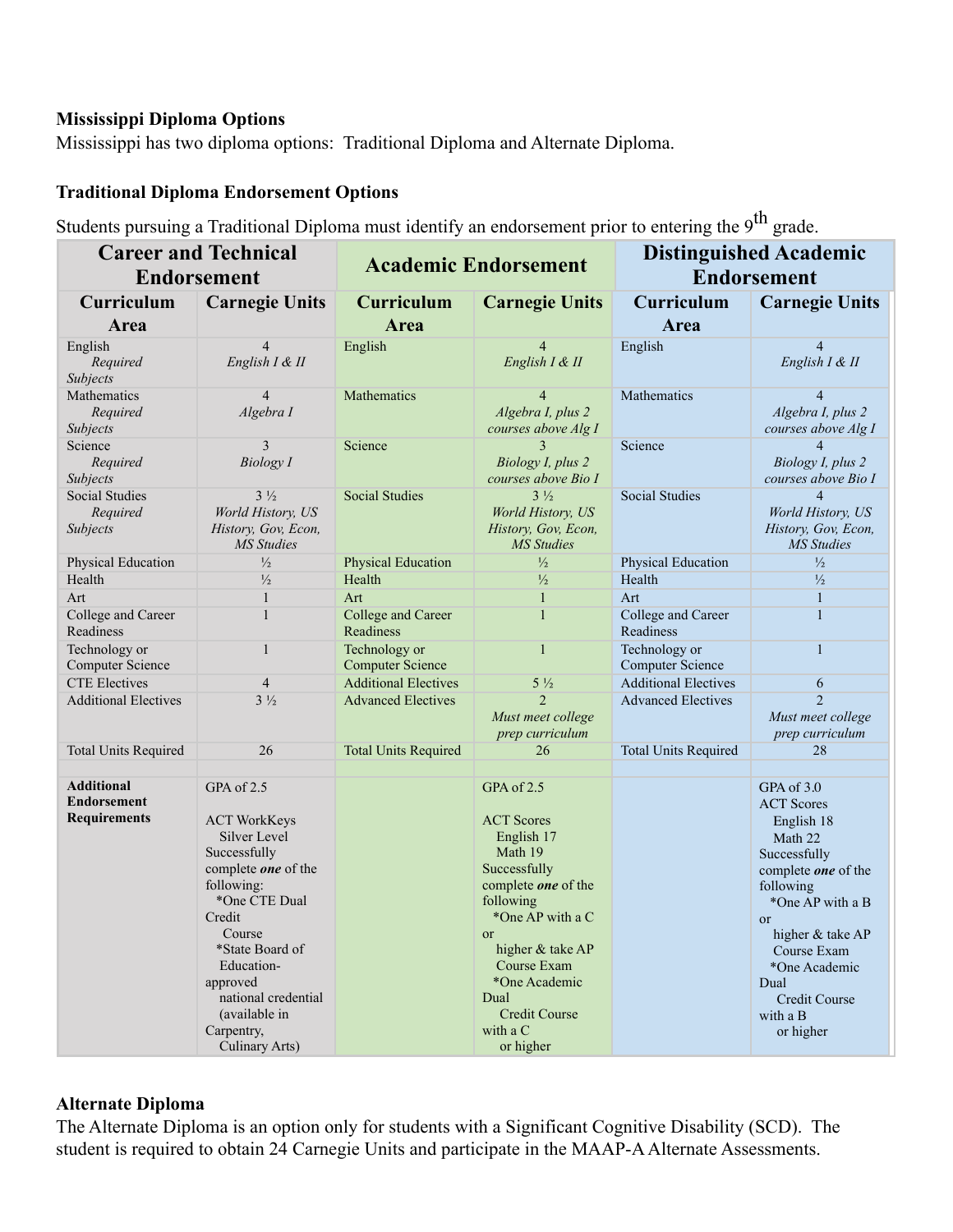**Mississippi Diploma Options**

Mississippi has two diploma options: Traditional Diploma and Alternate Diploma.

**Traditional Diploma Endorsement Options**

Students pursuing a Traditional Diploma must identify an endorsement prior to entering the 9th grade.

| Career and Technical Endorsement | | Academic Endorsement | | Distinguished Academic Endorsement | |
|---|---|---|---|---|---|
| **Curriculum Area** | **Carnegie Units** | **Curriculum Area** | **Carnegie Units** | **Curriculum Area** | **Carnegie Units** |
| English *Required Subjects* | 4 *English I & II* | English | 4 *English I & II* | English | 4 *English I & II* |
| Mathematics *Required Subjects* | 4 *Algebra I* | Mathematics | 4 *Algebra I, plus 2 courses above Alg I* | Mathematics | 4 *Algebra I, plus 2 courses above Alg I* |
| Science *Required Subjects* | 3 *Biology I* | Science | 3 *Biology I, plus 2 courses above Bio I* | Science | 4 *Biology I, plus 2 courses above Bio I* |
| Social Studies *Required Subjects* | 3 ½ *World History, US History, Gov, Econ, MS Studies* | Social Studies | 3 ½ *World History, US History, Gov, Econ, MS Studies* | Social Studies | 4 *World History, US History, Gov, Econ, MS Studies* |
| Physical Education | ½ | Physical Education | ½ | Physical Education | ½ |
| Health | ½ | Health | ½ | Health | ½ |
| Art | 1 | Art | 1 | Art | 1 |
| College and Career Readiness | 1 | College and Career Readiness | 1 | College and Career Readiness | 1 |
| Technology or Computer Science | 1 | Technology or Computer Science | 1 | Technology or Computer Science | 1 |
| CTE Electives | 4 | Additional Electives | 5 ½ | Additional Electives | 6 |
| Additional Electives | 3 ½ | Advanced Electives | 2 *Must meet college prep curriculum* | Advanced Electives | 2 *Must meet college prep curriculum* |
| Total Units Required | 26 | Total Units Required | 26 | Total Units Required | 28 |
| | | | | | |
| **Additional Endorsement Requirements** | GPA of 2.5<br><br>ACT WorkKeys Silver Level<br>Successfully complete ***one*** of the following:<br>*One CTE Dual Credit Course<br>*State Board of Education-approved national credential (available in Carpentry, Culinary Arts) | | GPA of 2.5<br><br>ACT Scores<br>English 17<br>Math 19<br>Successfully complete ***one*** of the following<br>*One AP with a C or higher & take AP Course Exam<br>*One Academic Dual Credit Course with a C or higher | | GPA of 3.0<br>ACT Scores<br>English 18<br>Math 22<br>Successfully complete ***one*** of the following<br>*One AP with a B or higher & take AP Course Exam<br>*One Academic Dual Credit Course with a B or higher |

**Alternate Diploma**

The Alternate Diploma is an option only for students with a Significant Cognitive Disability (SCD). The student is required to obtain 24 Carnegie Units and participate in the MAAP-A Alternate Assessments.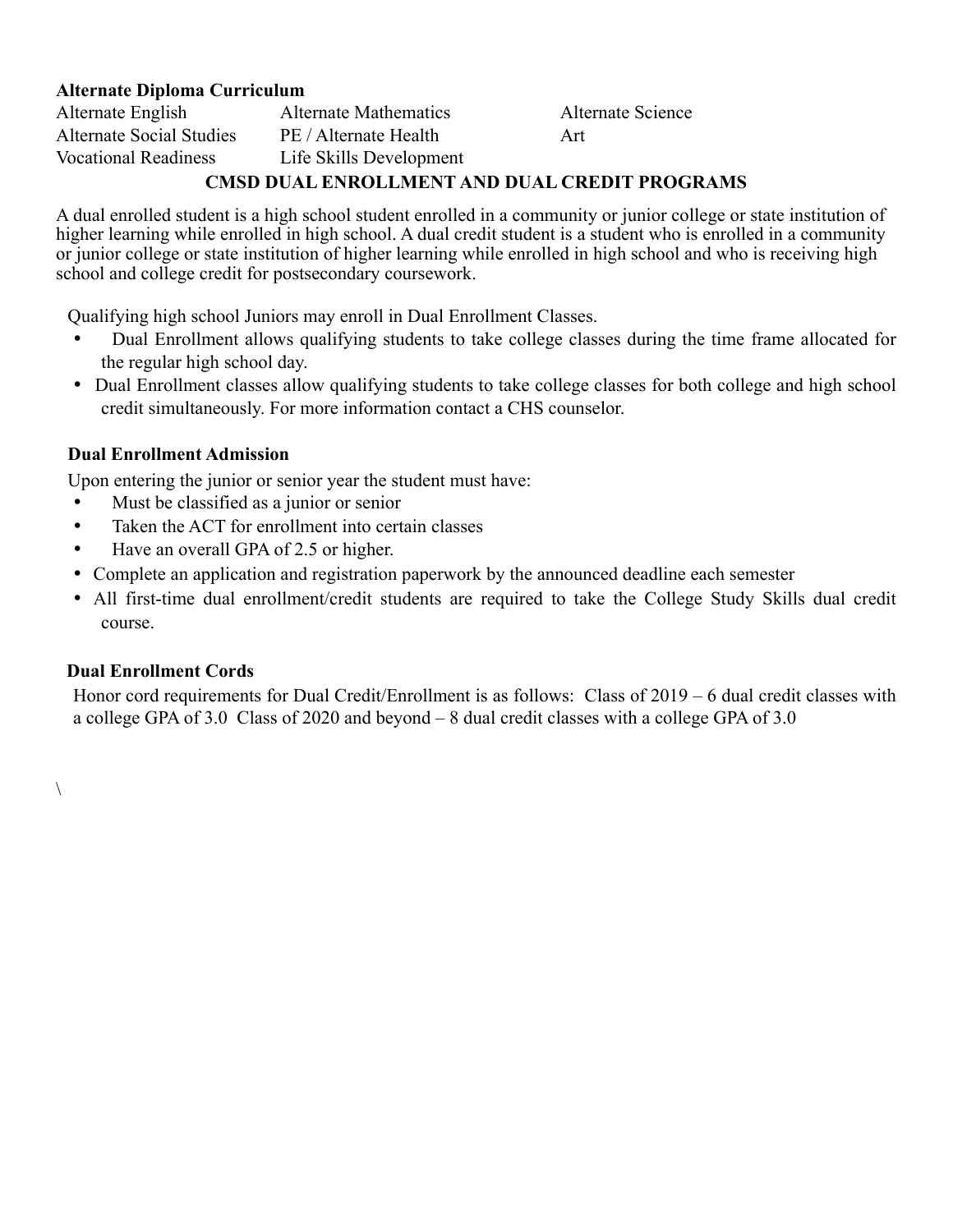**Alternate Diploma Curriculum**

| | | |
|---|---|---|
| Alternate English | Alternate Mathematics | Alternate Science |
| Alternate Social Studies | PE / Alternate Health | Art |
| Vocational Readiness | Life Skills Development | |

## CMSD DUAL ENROLLMENT AND DUAL CREDIT PROGRAMS

A dual enrolled student is a high school student enrolled in a community or junior college or state institution of higher learning while enrolled in high school. A dual credit student is a student who is enrolled in a community or junior college or state institution of higher learning while enrolled in high school and who is receiving high school and college credit for postsecondary coursework.

Qualifying high school Juniors may enroll in Dual Enrollment Classes.

- Dual Enrollment allows qualifying students to take college classes during the time frame allocated for the regular high school day.
- Dual Enrollment classes allow qualifying students to take college classes for both college and high school credit simultaneously. For more information contact a CHS counselor.

**Dual Enrollment Admission**

Upon entering the junior or senior year the student must have:

- Must be classified as a junior or senior
- Taken the ACT for enrollment into certain classes
- Have an overall GPA of 2.5 or higher.
- Complete an application and registration paperwork by the announced deadline each semester
- All first-time dual enrollment/credit students are required to take the College Study Skills dual credit course.

**Dual Enrollment Cords**

Honor cord requirements for Dual Credit/Enrollment is as follows: Class of 2019 – 6 dual credit classes with a college GPA of 3.0 Class of 2020 and beyond – 8 dual credit classes with a college GPA of 3.0

\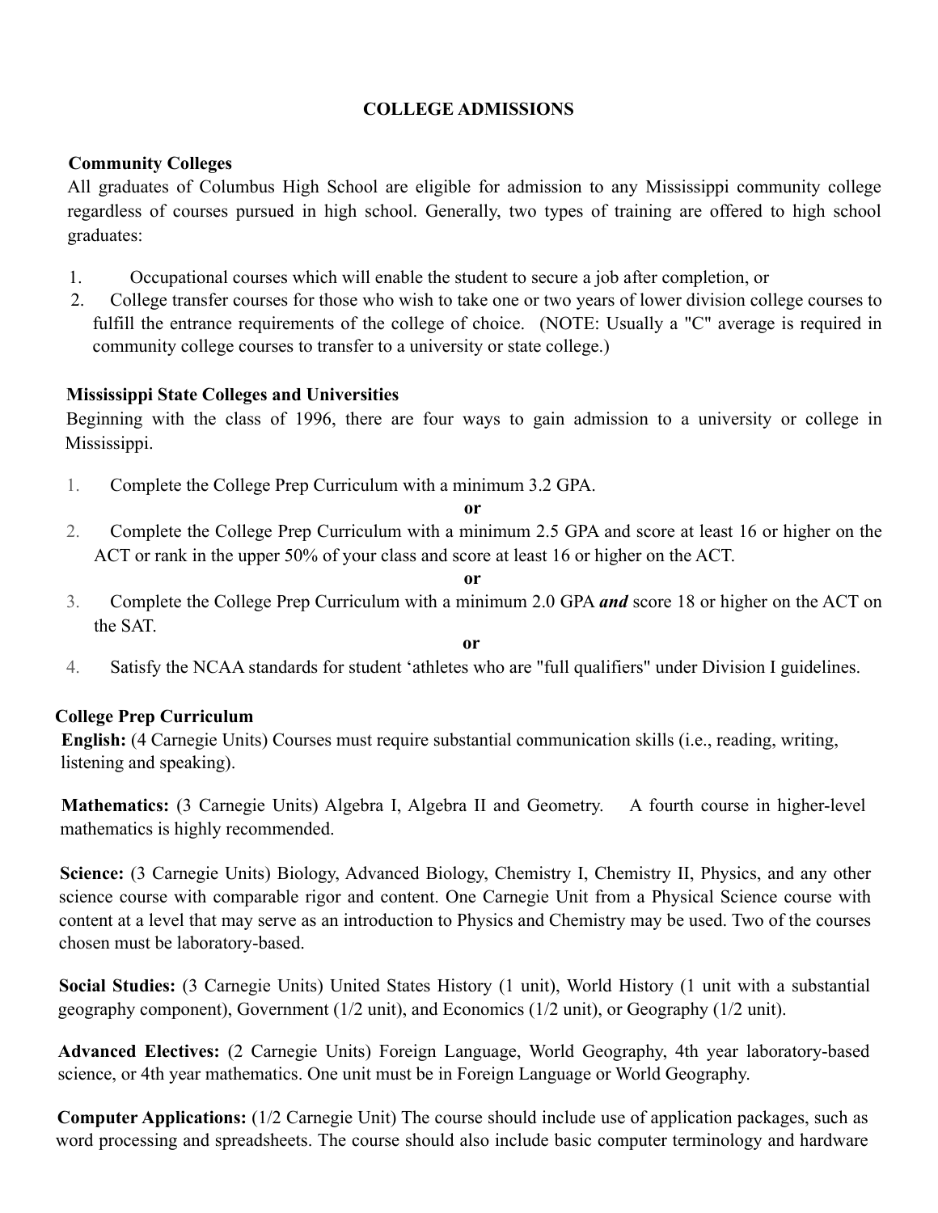# COLLEGE ADMISSIONS

**Community Colleges**

All graduates of Columbus High School are eligible for admission to any Mississippi community college regardless of courses pursued in high school. Generally, two types of training are offered to high school graduates:

1. Occupational courses which will enable the student to secure a job after completion, or
2. College transfer courses for those who wish to take one or two years of lower division college courses to fulfill the entrance requirements of the college of choice. (NOTE: Usually a "C" average is required in community college courses to transfer to a university or state college.)

**Mississippi State Colleges and Universities**

Beginning with the class of 1996, there are four ways to gain admission to a university or college in Mississippi.

1. Complete the College Prep Curriculum with a minimum 3.2 GPA.

**or**

2. Complete the College Prep Curriculum with a minimum 2.5 GPA and score at least 16 or higher on the ACT or rank in the upper 50% of your class and score at least 16 or higher on the ACT.

**or**

3. Complete the College Prep Curriculum with a minimum 2.0 GPA ***and*** score 18 or higher on the ACT on the SAT.

**or**

4. Satisfy the NCAA standards for student 'athletes who are "full qualifiers" under Division I guidelines.

**College Prep Curriculum**

**English:** (4 Carnegie Units) Courses must require substantial communication skills (i.e., reading, writing, listening and speaking).

**Mathematics:** (3 Carnegie Units) Algebra I, Algebra II and Geometry. A fourth course in higher-level mathematics is highly recommended.

**Science:** (3 Carnegie Units) Biology, Advanced Biology, Chemistry I, Chemistry II, Physics, and any other science course with comparable rigor and content. One Carnegie Unit from a Physical Science course with content at a level that may serve as an introduction to Physics and Chemistry may be used. Two of the courses chosen must be laboratory-based.

**Social Studies:** (3 Carnegie Units) United States History (1 unit), World History (1 unit with a substantial geography component), Government (1/2 unit), and Economics (1/2 unit), or Geography (1/2 unit).

**Advanced Electives:** (2 Carnegie Units) Foreign Language, World Geography, 4th year laboratory-based science, or 4th year mathematics. One unit must be in Foreign Language or World Geography.

**Computer Applications:** (1/2 Carnegie Unit) The course should include use of application packages, such as word processing and spreadsheets. The course should also include basic computer terminology and hardware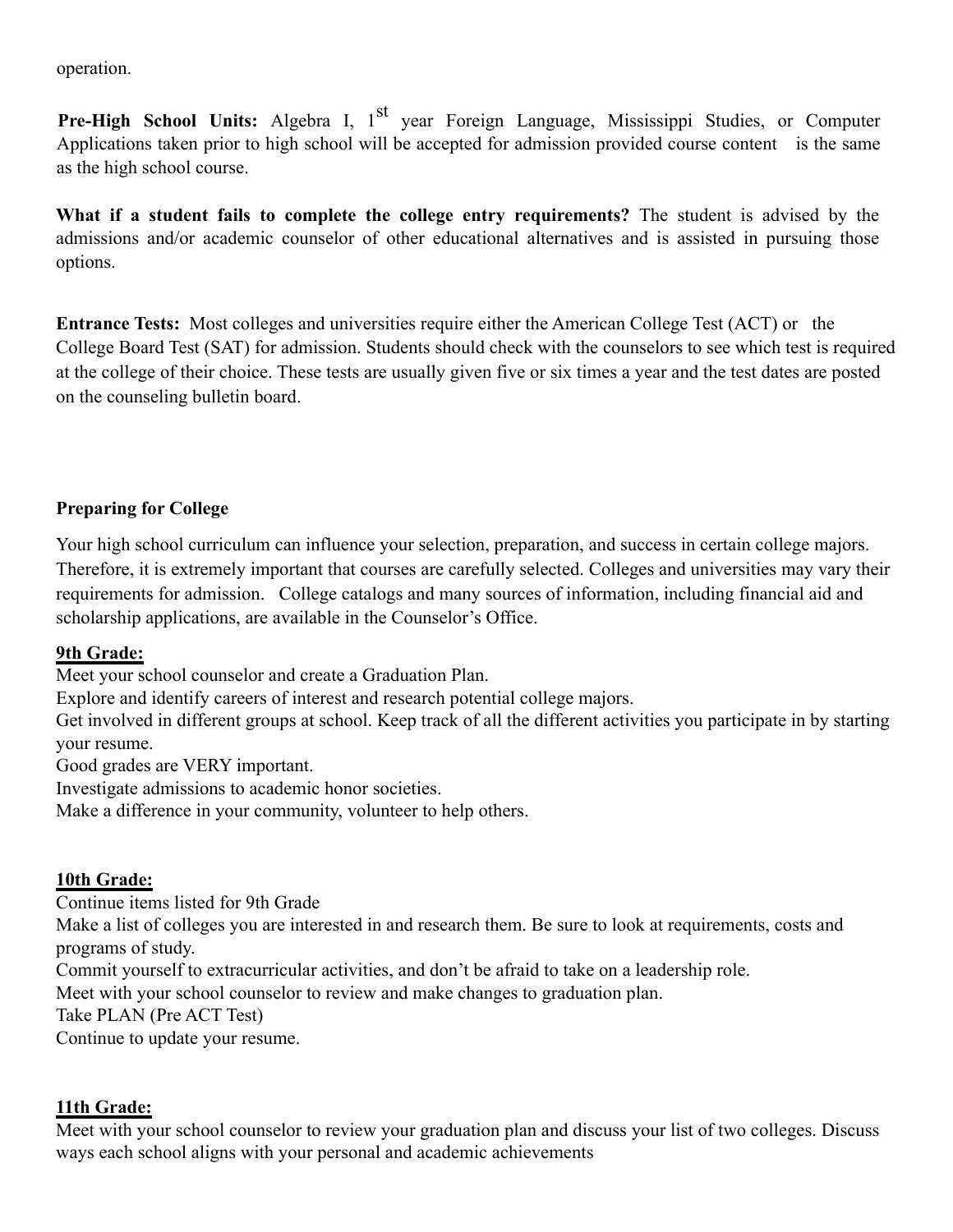operation.

**Pre-High School Units:** Algebra I, 1st year Foreign Language, Mississippi Studies, or Computer Applications taken prior to high school will be accepted for admission provided course content is the same as the high school course.

**What if a student fails to complete the college entry requirements?** The student is advised by the admissions and/or academic counselor of other educational alternatives and is assisted in pursuing those options.

**Entrance Tests:** Most colleges and universities require either the American College Test (ACT) or the College Board Test (SAT) for admission. Students should check with the counselors to see which test is required at the college of their choice. These tests are usually given five or six times a year and the test dates are posted on the counseling bulletin board.

**Preparing for College**

Your high school curriculum can influence your selection, preparation, and success in certain college majors. Therefore, it is extremely important that courses are carefully selected. Colleges and universities may vary their requirements for admission. College catalogs and many sources of information, including financial aid and scholarship applications, are available in the Counselor's Office.

**9th Grade:**

Meet your school counselor and create a Graduation Plan.
Explore and identify careers of interest and research potential college majors.
Get involved in different groups at school. Keep track of all the different activities you participate in by starting your resume.
Good grades are VERY important.
Investigate admissions to academic honor societies.
Make a difference in your community, volunteer to help others.

**10th Grade:**

Continue items listed for 9th Grade
Make a list of colleges you are interested in and research them. Be sure to look at requirements, costs and programs of study.
Commit yourself to extracurricular activities, and don't be afraid to take on a leadership role.
Meet with your school counselor to review and make changes to graduation plan.
Take PLAN (Pre ACT Test)
Continue to update your resume.

**11th Grade:**

Meet with your school counselor to review your graduation plan and discuss your list of two colleges. Discuss ways each school aligns with your personal and academic achievements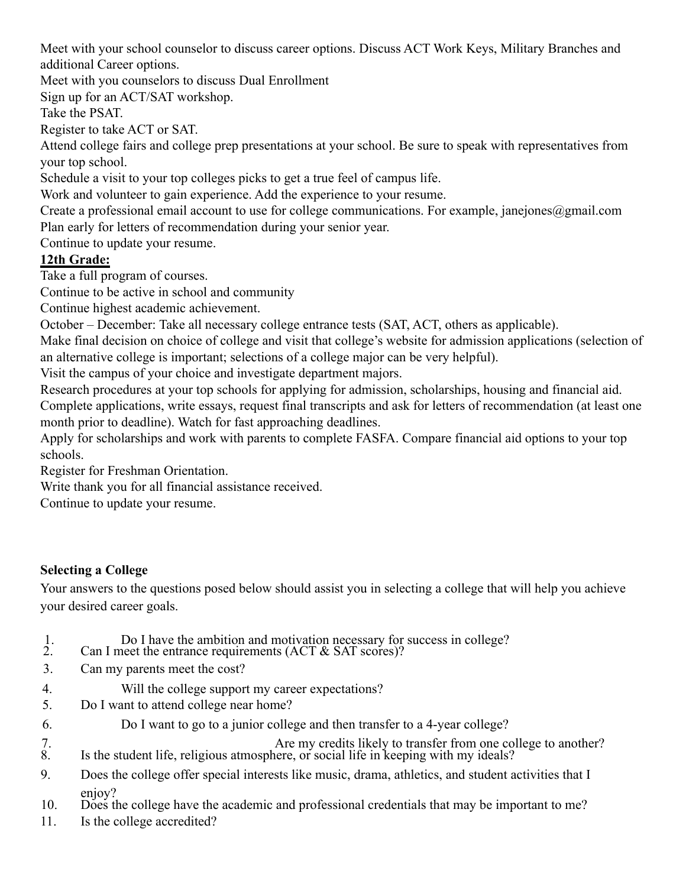Meet with your school counselor to discuss career options. Discuss ACT Work Keys, Military Branches and additional Career options.

Meet with you counselors to discuss Dual Enrollment

Sign up for an ACT/SAT workshop.

Take the PSAT.

Register to take ACT or SAT.

Attend college fairs and college prep presentations at your school. Be sure to speak with representatives from your top school.

Schedule a visit to your top colleges picks to get a true feel of campus life.

Work and volunteer to gain experience. Add the experience to your resume.

Create a professional email account to use for college communications. For example, janejones@gmail.com

Plan early for letters of recommendation during your senior year.

Continue to update your resume.

**12th Grade:**

Take a full program of courses.

Continue to be active in school and community

Continue highest academic achievement.

October – December: Take all necessary college entrance tests (SAT, ACT, others as applicable).

Make final decision on choice of college and visit that college's website for admission applications (selection of an alternative college is important; selections of a college major can be very helpful).

Visit the campus of your choice and investigate department majors.

Research procedures at your top schools for applying for admission, scholarships, housing and financial aid.

Complete applications, write essays, request final transcripts and ask for letters of recommendation (at least one month prior to deadline). Watch for fast approaching deadlines.

Apply for scholarships and work with parents to complete FASFA. Compare financial aid options to your top schools.

Register for Freshman Orientation.

Write thank you for all financial assistance received.

Continue to update your resume.

### Selecting a College

Your answers to the questions posed below should assist you in selecting a college that will help you achieve your desired career goals.

1. Do I have the ambition and motivation necessary for success in college?
2. Can I meet the entrance requirements (ACT & SAT scores)?
3. Can my parents meet the cost?
4. Will the college support my career expectations?
5. Do I want to attend college near home?
6. Do I want to go to a junior college and then transfer to a 4-year college?
7. Are my credits likely to transfer from one college to another?
8. Is the student life, religious atmosphere, or social life in keeping with my ideals?
9. Does the college offer special interests like music, drama, athletics, and student activities that I enjoy?
10. Does the college have the academic and professional credentials that may be important to me?
11. Is the college accredited?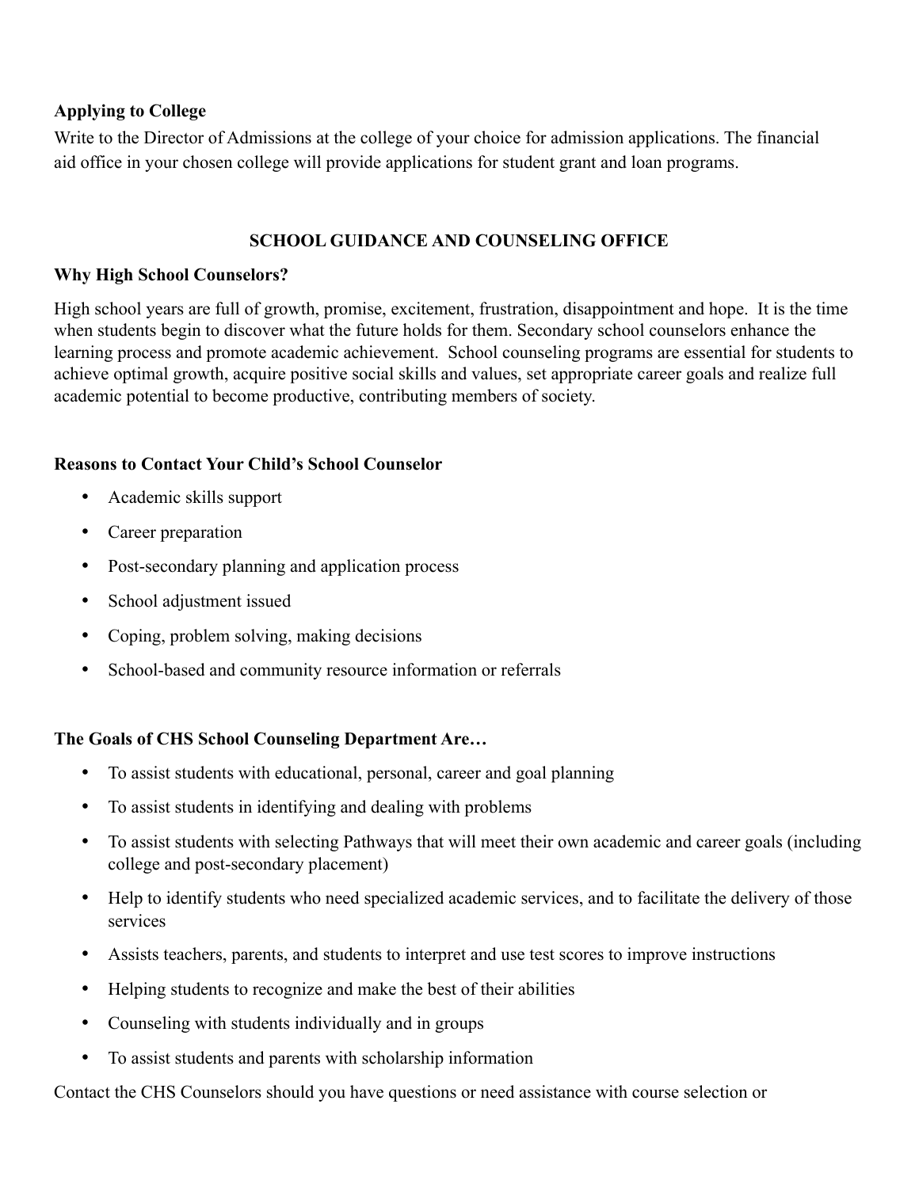**Applying to College**

Write to the Director of Admissions at the college of your choice for admission applications. The financial aid office in your chosen college will provide applications for student grant and loan programs.

## SCHOOL GUIDANCE AND COUNSELING OFFICE

**Why High School Counselors?**

High school years are full of growth, promise, excitement, frustration, disappointment and hope. It is the time when students begin to discover what the future holds for them. Secondary school counselors enhance the learning process and promote academic achievement. School counseling programs are essential for students to achieve optimal growth, acquire positive social skills and values, set appropriate career goals and realize full academic potential to become productive, contributing members of society.

**Reasons to Contact Your Child's School Counselor**

- Academic skills support
- Career preparation
- Post-secondary planning and application process
- School adjustment issued
- Coping, problem solving, making decisions
- School-based and community resource information or referrals

**The Goals of CHS School Counseling Department Are…**

- To assist students with educational, personal, career and goal planning
- To assist students in identifying and dealing with problems
- To assist students with selecting Pathways that will meet their own academic and career goals (including college and post-secondary placement)
- Help to identify students who need specialized academic services, and to facilitate the delivery of those services
- Assists teachers, parents, and students to interpret and use test scores to improve instructions
- Helping students to recognize and make the best of their abilities
- Counseling with students individually and in groups
- To assist students and parents with scholarship information

Contact the CHS Counselors should you have questions or need assistance with course selection or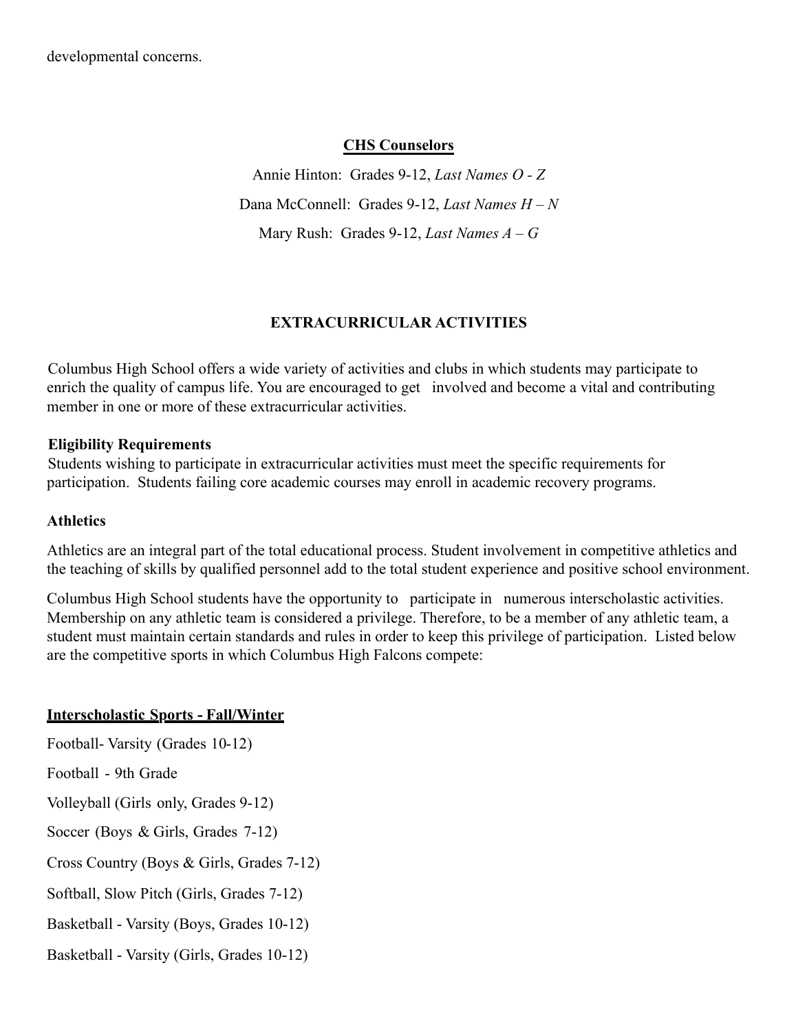developmental concerns.

**CHS Counselors**

Annie Hinton: Grades 9-12, *Last Names O - Z*

Dana McConnell: Grades 9-12, *Last Names H – N*

Mary Rush: Grades 9-12, *Last Names A – G*

## EXTRACURRICULAR ACTIVITIES

Columbus High School offers a wide variety of activities and clubs in which students may participate to enrich the quality of campus life. You are encouraged to get involved and become a vital and contributing member in one or more of these extracurricular activities.

**Eligibility Requirements**

Students wishing to participate in extracurricular activities must meet the specific requirements for participation. Students failing core academic courses may enroll in academic recovery programs.

**Athletics**

Athletics are an integral part of the total educational process. Student involvement in competitive athletics and the teaching of skills by qualified personnel add to the total student experience and positive school environment.

Columbus High School students have the opportunity to participate in numerous interscholastic activities. Membership on any athletic team is considered a privilege. Therefore, to be a member of any athletic team, a student must maintain certain standards and rules in order to keep this privilege of participation. Listed below are the competitive sports in which Columbus High Falcons compete:

**Interscholastic Sports - Fall/Winter**

Football- Varsity (Grades 10-12)

Football - 9th Grade

Volleyball (Girls only, Grades 9-12)

Soccer (Boys & Girls, Grades 7-12)

Cross Country (Boys & Girls, Grades 7-12)

Softball, Slow Pitch (Girls, Grades 7-12)

Basketball - Varsity (Boys, Grades 10-12)

Basketball - Varsity (Girls, Grades 10-12)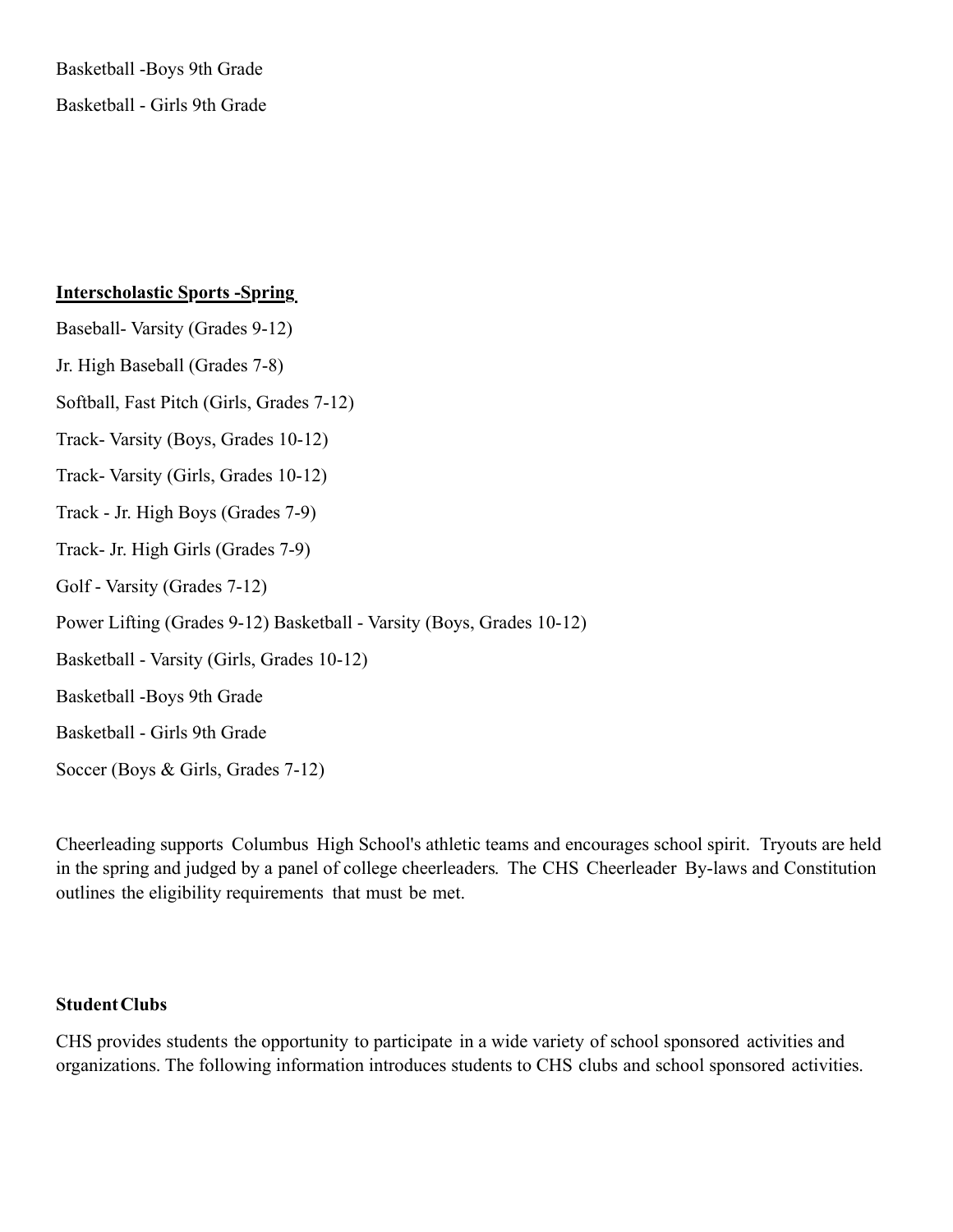Basketball -Boys 9th Grade

Basketball - Girls 9th Grade

**Interscholastic Sports -Spring**

Baseball- Varsity (Grades 9-12)

Jr. High Baseball (Grades 7-8)

Softball, Fast Pitch (Girls, Grades 7-12)

Track- Varsity (Boys, Grades 10-12)

Track- Varsity (Girls, Grades 10-12)

Track - Jr. High Boys (Grades 7-9)

Track- Jr. High Girls (Grades 7-9)

Golf - Varsity (Grades 7-12)

Power Lifting (Grades 9-12) Basketball - Varsity (Boys, Grades 10-12)

Basketball - Varsity (Girls, Grades 10-12)

Basketball -Boys 9th Grade

Basketball - Girls 9th Grade

Soccer (Boys & Girls, Grades 7-12)

Cheerleading supports Columbus High School's athletic teams and encourages school spirit. Tryouts are held in the spring and judged by a panel of college cheerleaders. The CHS Cheerleader By-laws and Constitution outlines the eligibility requirements that must be met.

**Student Clubs**

CHS provides students the opportunity to participate in a wide variety of school sponsored activities and organizations. The following information introduces students to CHS clubs and school sponsored activities.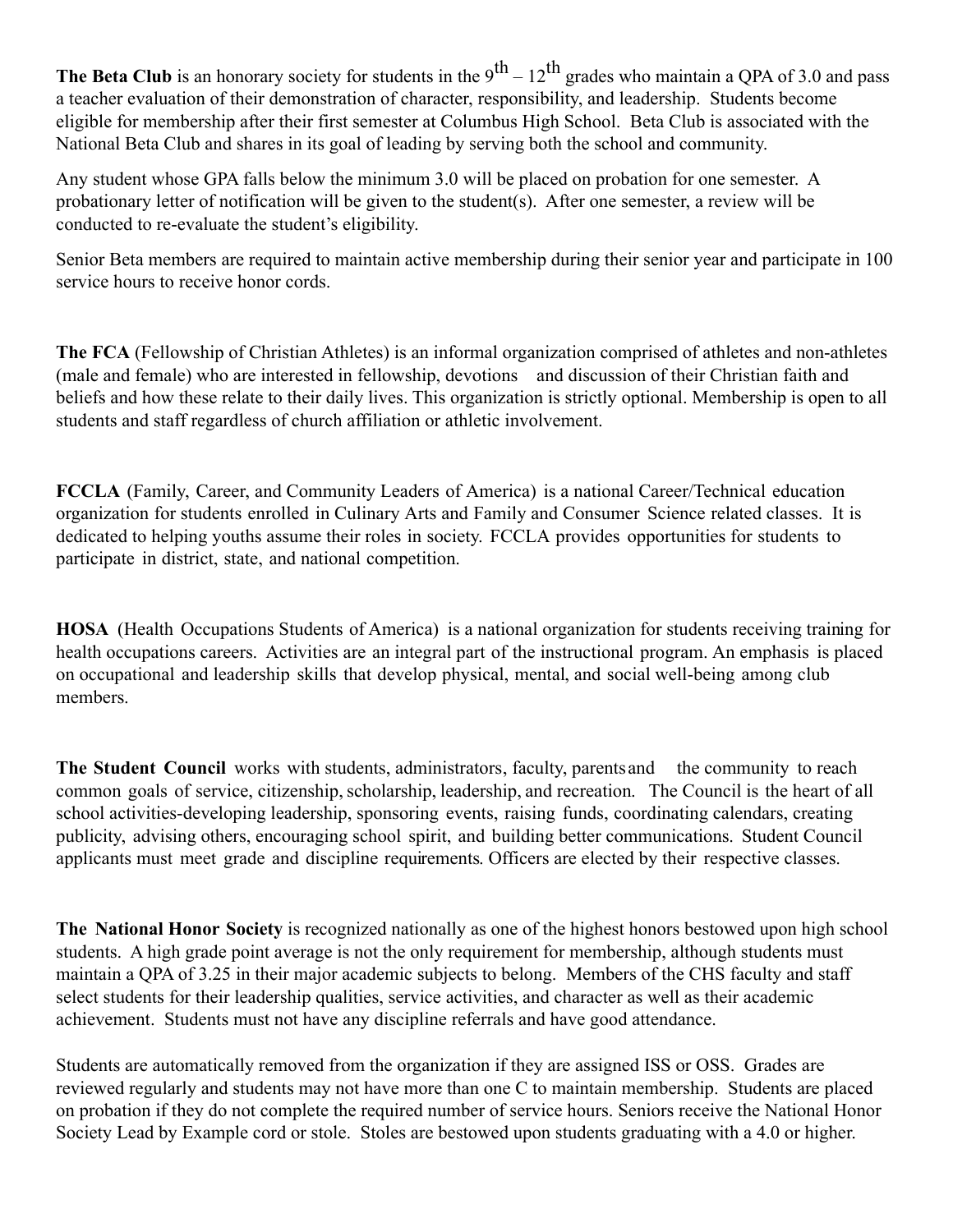**The Beta Club** is an honorary society for students in the 9th – 12th grades who maintain a QPA of 3.0 and pass a teacher evaluation of their demonstration of character, responsibility, and leadership. Students become eligible for membership after their first semester at Columbus High School. Beta Club is associated with the National Beta Club and shares in its goal of leading by serving both the school and community.

Any student whose GPA falls below the minimum 3.0 will be placed on probation for one semester. A probationary letter of notification will be given to the student(s). After one semester, a review will be conducted to re-evaluate the student's eligibility.

Senior Beta members are required to maintain active membership during their senior year and participate in 100 service hours to receive honor cords.

**The FCA** (Fellowship of Christian Athletes) is an informal organization comprised of athletes and non-athletes (male and female) who are interested in fellowship, devotions and discussion of their Christian faith and beliefs and how these relate to their daily lives. This organization is strictly optional. Membership is open to all students and staff regardless of church affiliation or athletic involvement.

**FCCLA** (Family, Career, and Community Leaders of America) is a national Career/Technical education organization for students enrolled in Culinary Arts and Family and Consumer Science related classes. It is dedicated to helping youths assume their roles in society. FCCLA provides opportunities for students to participate in district, state, and national competition.

**HOSA** (Health Occupations Students of America) is a national organization for students receiving training for health occupations careers. Activities are an integral part of the instructional program. An emphasis is placed on occupational and leadership skills that develop physical, mental, and social well-being among club members.

**The Student Council** works with students, administrators, faculty, parents and the community to reach common goals of service, citizenship, scholarship, leadership, and recreation. The Council is the heart of all school activities-developing leadership, sponsoring events, raising funds, coordinating calendars, creating publicity, advising others, encouraging school spirit, and building better communications. Student Council applicants must meet grade and discipline requirements. Officers are elected by their respective classes.

**The National Honor Society** is recognized nationally as one of the highest honors bestowed upon high school students. A high grade point average is not the only requirement for membership, although students must maintain a QPA of 3.25 in their major academic subjects to belong. Members of the CHS faculty and staff select students for their leadership qualities, service activities, and character as well as their academic achievement. Students must not have any discipline referrals and have good attendance.

Students are automatically removed from the organization if they are assigned ISS or OSS. Grades are reviewed regularly and students may not have more than one C to maintain membership. Students are placed on probation if they do not complete the required number of service hours. Seniors receive the National Honor Society Lead by Example cord or stole. Stoles are bestowed upon students graduating with a 4.0 or higher.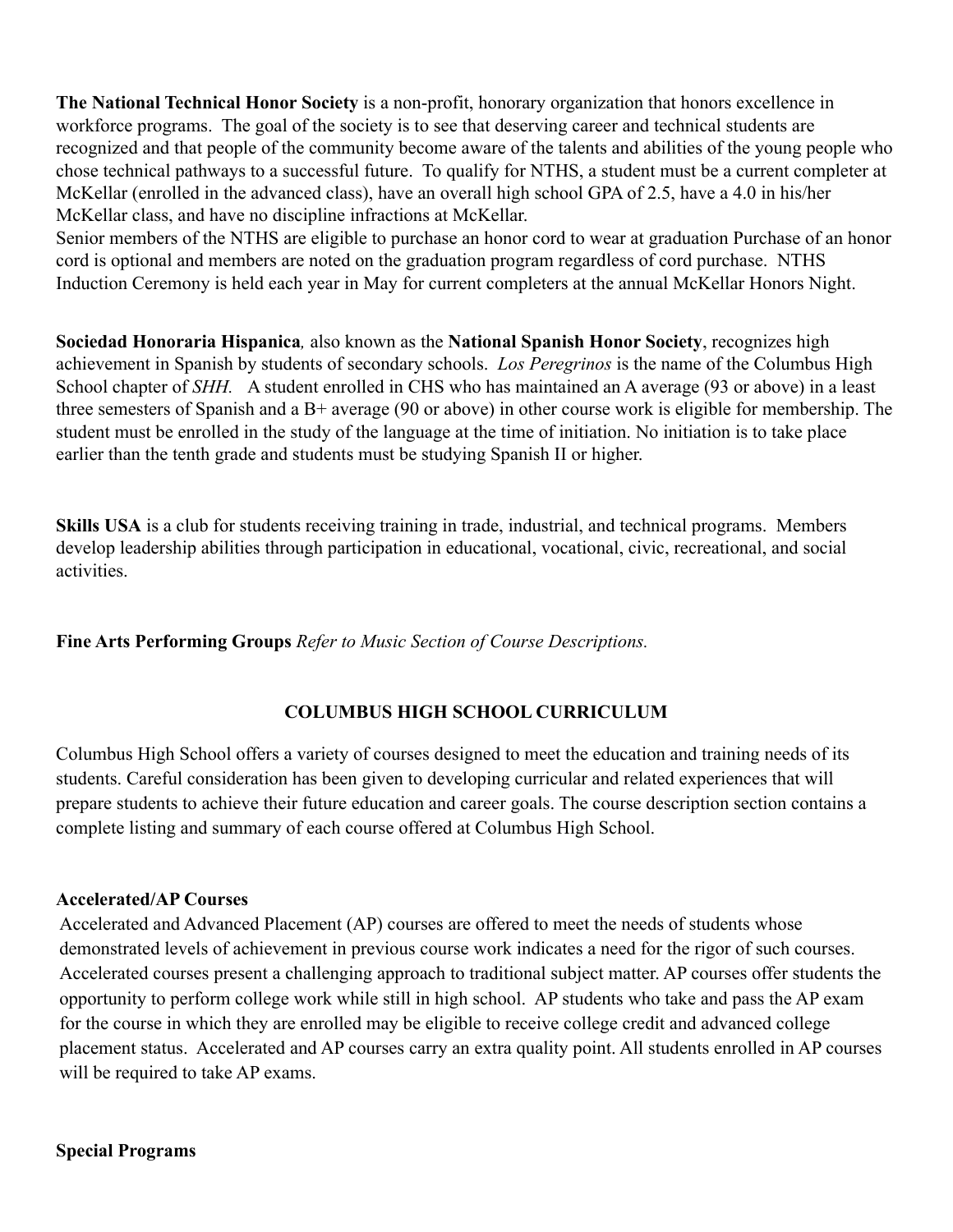**The National Technical Honor Society** is a non-profit, honorary organization that honors excellence in workforce programs. The goal of the society is to see that deserving career and technical students are recognized and that people of the community become aware of the talents and abilities of the young people who chose technical pathways to a successful future. To qualify for NTHS, a student must be a current completer at McKellar (enrolled in the advanced class), have an overall high school GPA of 2.5, have a 4.0 in his/her McKellar class, and have no discipline infractions at McKellar.
Senior members of the NTHS are eligible to purchase an honor cord to wear at graduation Purchase of an honor cord is optional and members are noted on the graduation program regardless of cord purchase. NTHS Induction Ceremony is held each year in May for current completers at the annual McKellar Honors Night.

**Sociedad Honoraria Hispanica***,* also known as the **National Spanish Honor Society**, recognizes high achievement in Spanish by students of secondary schools. *Los Peregrinos* is the name of the Columbus High School chapter of *SHH*. A student enrolled in CHS who has maintained an A average (93 or above) in a least three semesters of Spanish and a B+ average (90 or above) in other course work is eligible for membership. The student must be enrolled in the study of the language at the time of initiation. No initiation is to take place earlier than the tenth grade and students must be studying Spanish II or higher.

**Skills USA** is a club for students receiving training in trade, industrial, and technical programs. Members develop leadership abilities through participation in educational, vocational, civic, recreational, and social activities.

**Fine Arts Performing Groups** *Refer to Music Section of Course Descriptions.*

## COLUMBUS HIGH SCHOOL CURRICULUM

Columbus High School offers a variety of courses designed to meet the education and training needs of its students. Careful consideration has been given to developing curricular and related experiences that will prepare students to achieve their future education and career goals. The course description section contains a complete listing and summary of each course offered at Columbus High School.

### Accelerated/AP Courses

Accelerated and Advanced Placement (AP) courses are offered to meet the needs of students whose demonstrated levels of achievement in previous course work indicates a need for the rigor of such courses. Accelerated courses present a challenging approach to traditional subject matter. AP courses offer students the opportunity to perform college work while still in high school. AP students who take and pass the AP exam for the course in which they are enrolled may be eligible to receive college credit and advanced college placement status. Accelerated and AP courses carry an extra quality point. All students enrolled in AP courses will be required to take AP exams.

### Special Programs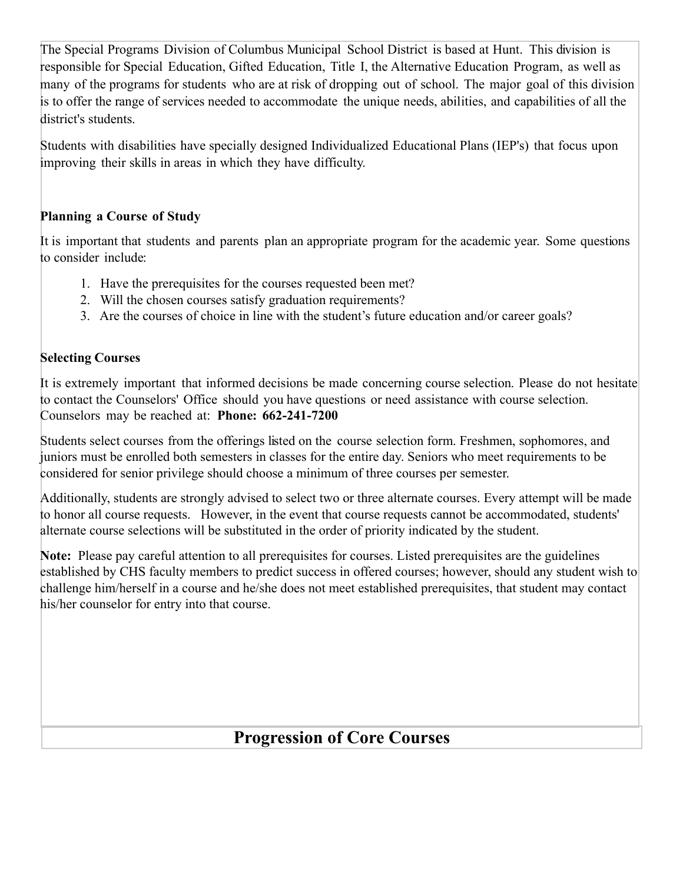The Special Programs Division of Columbus Municipal School District is based at Hunt. This division is responsible for Special Education, Gifted Education, Title I, the Alternative Education Program, as well as many of the programs for students who are at risk of dropping out of school. The major goal of this division is to offer the range of services needed to accommodate the unique needs, abilities, and capabilities of all the district's students.

Students with disabilities have specially designed Individualized Educational Plans (IEP's) that focus upon improving their skills in areas in which they have difficulty.

### Planning a Course of Study

It is important that students and parents plan an appropriate program for the academic year. Some questions to consider include:

1. Have the prerequisites for the courses requested been met?
2. Will the chosen courses satisfy graduation requirements?
3. Are the courses of choice in line with the student's future education and/or career goals?

### Selecting Courses

It is extremely important that informed decisions be made concerning course selection. Please do not hesitate to contact the Counselors' Office should you have questions or need assistance with course selection. Counselors may be reached at: **Phone: 662-241-7200**

Students select courses from the offerings listed on the course selection form. Freshmen, sophomores, and juniors must be enrolled both semesters in classes for the entire day. Seniors who meet requirements to be considered for senior privilege should choose a minimum of three courses per semester.

Additionally, students are strongly advised to select two or three alternate courses. Every attempt will be made to honor all course requests. However, in the event that course requests cannot be accommodated, students' alternate course selections will be substituted in the order of priority indicated by the student.

**Note:** Please pay careful attention to all prerequisites for courses. Listed prerequisites are the guidelines established by CHS faculty members to predict success in offered courses; however, should any student wish to challenge him/herself in a course and he/she does not meet established prerequisites, that student may contact his/her counselor for entry into that course.

## Progression of Core Courses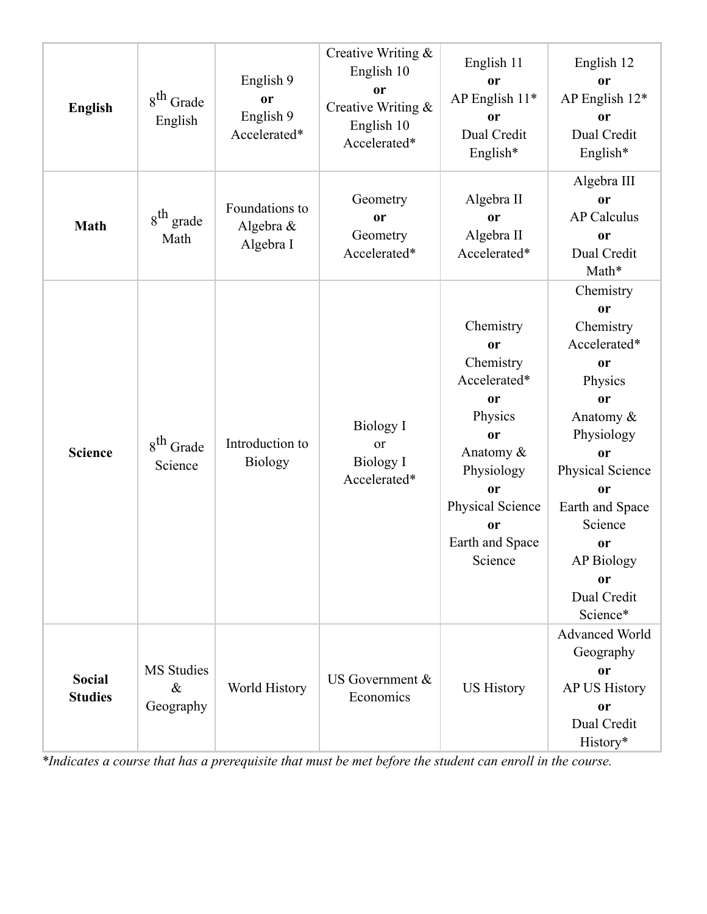| **English** | $8^{th}$ Grade English | English 9 **or** English 9 Accelerated* | Creative Writing & English 10 **or** Creative Writing & English 10 Accelerated* | English 11 **or** AP English 11* **or** Dual Credit English* | English 12 **or** AP English 12* **or** Dual Credit English* |
|---|---|---|---|---|---|
| **Math** | $8^{th}$ grade Math | Foundations to Algebra & Algebra I | Geometry **or** Geometry Accelerated* | Algebra II **or** Algebra II Accelerated* | Algebra III **or** AP Calculus **or** Dual Credit Math* |
| **Science** | $8^{th}$ Grade Science | Introduction to Biology | Biology I or Biology I Accelerated* | Chemistry **or** Chemistry Accelerated* **or** Physics **or** Anatomy & Physiology **or** Physical Science **or** Earth and Space Science | Chemistry **or** Chemistry Accelerated* **or** Physics **or** Anatomy & Physiology **or** Physical Science **or** Earth and Space Science **or** AP Biology **or** Dual Credit Science* |
| **Social Studies** | MS Studies & Geography | World History | US Government & Economics | US History | Advanced World Geography **or** AP US History **or** Dual Credit History* |

*\*Indicates a course that has a prerequisite that must be met before the student can enroll in the course.*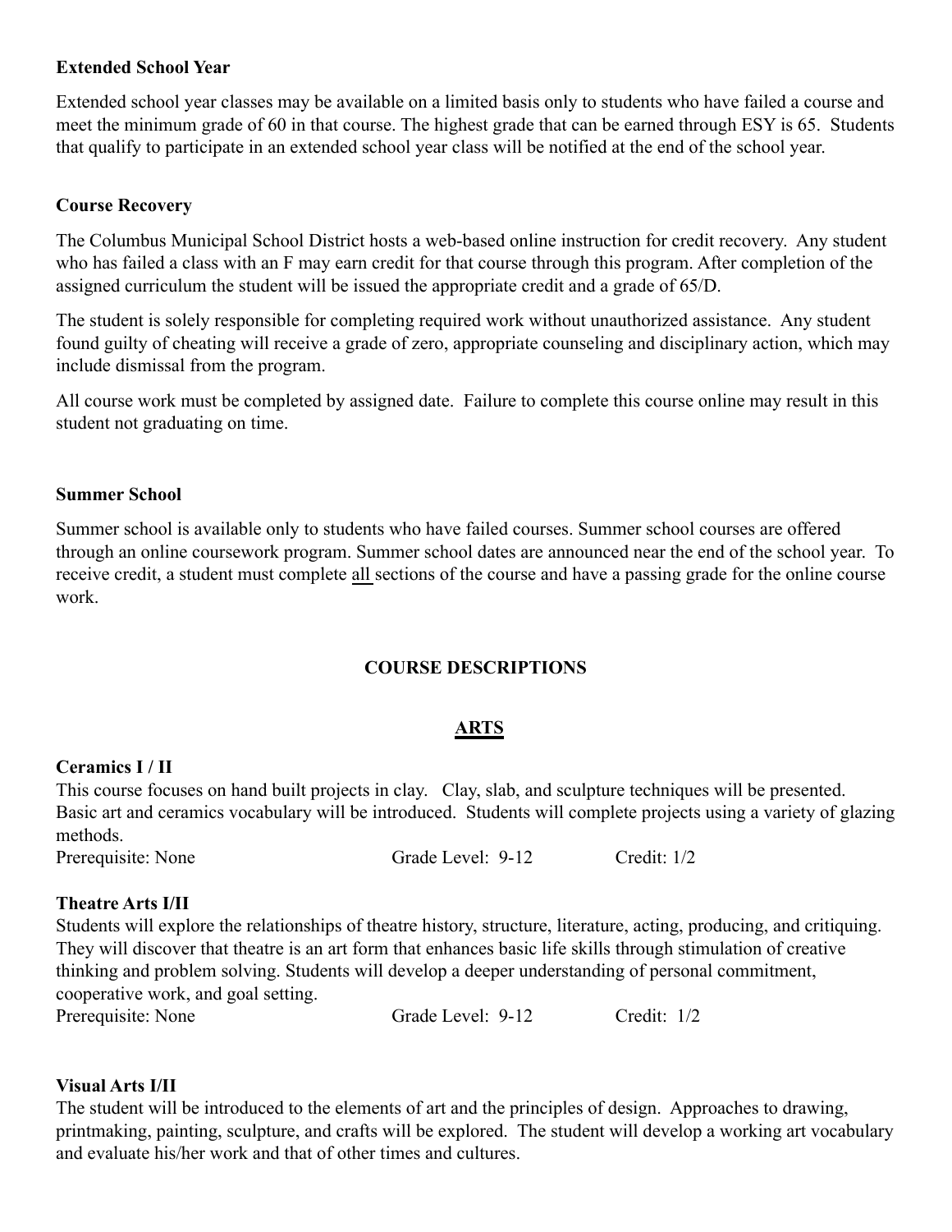**Extended School Year**

Extended school year classes may be available on a limited basis only to students who have failed a course and meet the minimum grade of 60 in that course. The highest grade that can be earned through ESY is 65. Students that qualify to participate in an extended school year class will be notified at the end of the school year.

**Course Recovery**

The Columbus Municipal School District hosts a web-based online instruction for credit recovery. Any student who has failed a class with an F may earn credit for that course through this program. After completion of the assigned curriculum the student will be issued the appropriate credit and a grade of 65/D.

The student is solely responsible for completing required work without unauthorized assistance. Any student found guilty of cheating will receive a grade of zero, appropriate counseling and disciplinary action, which may include dismissal from the program.

All course work must be completed by assigned date. Failure to complete this course online may result in this student not graduating on time.

**Summer School**

Summer school is available only to students who have failed courses. Summer school courses are offered through an online coursework program. Summer school dates are announced near the end of the school year. To receive credit, a student must complete <u>all</u> sections of the course and have a passing grade for the online course work.

## COURSE DESCRIPTIONS

### ARTS

**Ceramics I / II**
This course focuses on hand built projects in clay. Clay, slab, and sculpture techniques will be presented. Basic art and ceramics vocabulary will be introduced. Students will complete projects using a variety of glazing methods.
Prerequisite: None Grade Level: 9-12 Credit: 1/2

**Theatre Arts I/II**
Students will explore the relationships of theatre history, structure, literature, acting, producing, and critiquing. They will discover that theatre is an art form that enhances basic life skills through stimulation of creative thinking and problem solving. Students will develop a deeper understanding of personal commitment, cooperative work, and goal setting.
Prerequisite: None Grade Level: 9-12 Credit: 1/2

**Visual Arts I/II**
The student will be introduced to the elements of art and the principles of design. Approaches to drawing, printmaking, painting, sculpture, and crafts will be explored. The student will develop a working art vocabulary and evaluate his/her work and that of other times and cultures.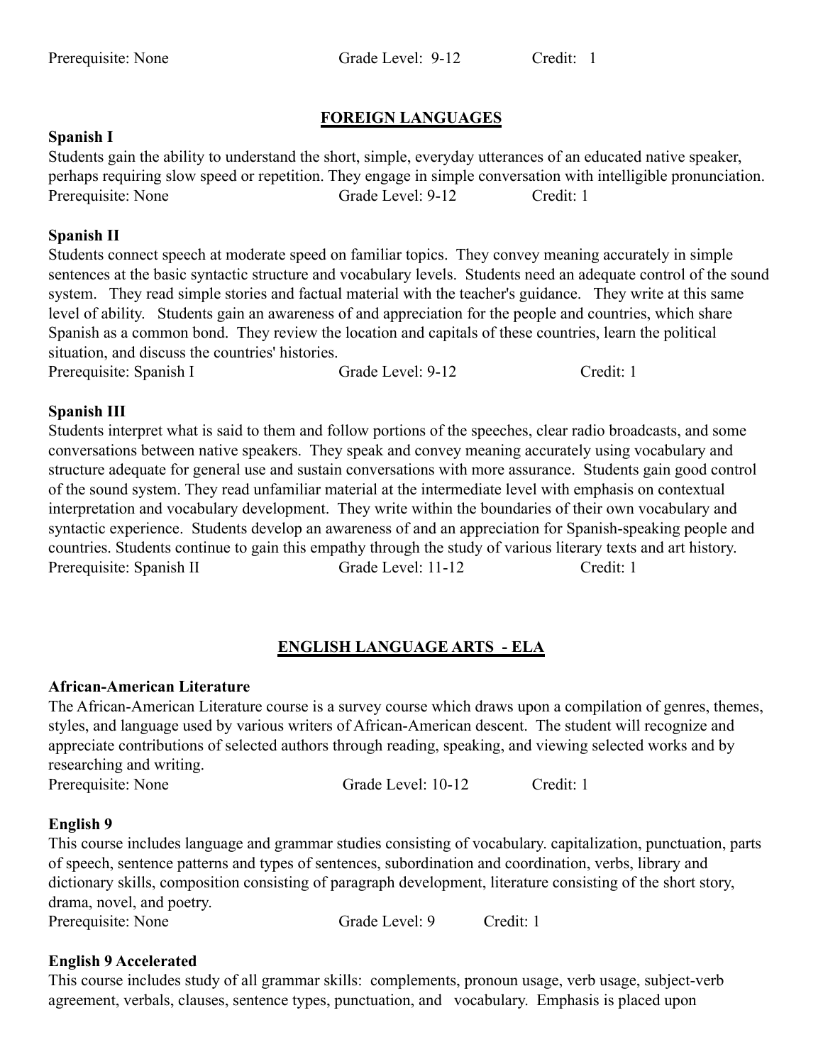Prerequisite: None  Grade Level: 9-12  Credit: 1

## FOREIGN LANGUAGES

**Spanish I**

Students gain the ability to understand the short, simple, everyday utterances of an educated native speaker, perhaps requiring slow speed or repetition. They engage in simple conversation with intelligible pronunciation.

Prerequisite: None  Grade Level: 9-12  Credit: 1

**Spanish II**

Students connect speech at moderate speed on familiar topics. They convey meaning accurately in simple sentences at the basic syntactic structure and vocabulary levels. Students need an adequate control of the sound system. They read simple stories and factual material with the teacher's guidance. They write at this same level of ability. Students gain an awareness of and appreciation for the people and countries, which share Spanish as a common bond. They review the location and capitals of these countries, learn the political situation, and discuss the countries' histories.

Prerequisite: Spanish I  Grade Level: 9-12  Credit: 1

**Spanish III**

Students interpret what is said to them and follow portions of the speeches, clear radio broadcasts, and some conversations between native speakers. They speak and convey meaning accurately using vocabulary and structure adequate for general use and sustain conversations with more assurance. Students gain good control of the sound system. They read unfamiliar material at the intermediate level with emphasis on contextual interpretation and vocabulary development. They write within the boundaries of their own vocabulary and syntactic experience. Students develop an awareness of and an appreciation for Spanish-speaking people and countries. Students continue to gain this empathy through the study of various literary texts and art history.

Prerequisite: Spanish II  Grade Level: 11-12  Credit: 1

## ENGLISH LANGUAGE ARTS - ELA

**African-American Literature**

The African-American Literature course is a survey course which draws upon a compilation of genres, themes, styles, and language used by various writers of African-American descent. The student will recognize and appreciate contributions of selected authors through reading, speaking, and viewing selected works and by researching and writing.

Prerequisite: None  Grade Level: 10-12  Credit: 1

**English 9**

This course includes language and grammar studies consisting of vocabulary. capitalization, punctuation, parts of speech, sentence patterns and types of sentences, subordination and coordination, verbs, library and dictionary skills, composition consisting of paragraph development, literature consisting of the short story, drama, novel, and poetry.

Prerequisite: None  Grade Level: 9  Credit: 1

**English 9 Accelerated**

This course includes study of all grammar skills: complements, pronoun usage, verb usage, subject-verb agreement, verbals, clauses, sentence types, punctuation, and vocabulary. Emphasis is placed upon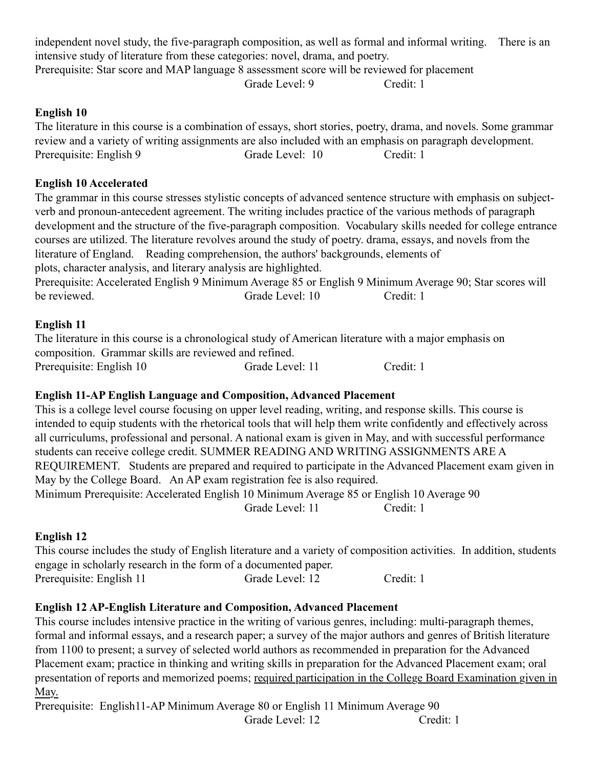independent novel study, the five-paragraph composition, as well as formal and informal writing. There is an intensive study of literature from these categories: novel, drama, and poetry.
Prerequisite: Star score and MAP language 8 assessment score will be reviewed for placement
Grade Level: 9 Credit: 1

**English 10**
The literature in this course is a combination of essays, short stories, poetry, drama, and novels. Some grammar review and a variety of writing assignments are also included with an emphasis on paragraph development.
Prerequisite: English 9 Grade Level: 10 Credit: 1

**English 10 Accelerated**
The grammar in this course stresses stylistic concepts of advanced sentence structure with emphasis on subject-verb and pronoun-antecedent agreement. The writing includes practice of the various methods of paragraph development and the structure of the five-paragraph composition. Vocabulary skills needed for college entrance courses are utilized. The literature revolves around the study of poetry. drama, essays, and novels from the literature of England. Reading comprehension, the authors' backgrounds, elements of plots, character analysis, and literary analysis are highlighted.
Prerequisite: Accelerated English 9 Minimum Average 85 or English 9 Minimum Average 90; Star scores will be reviewed. Grade Level: 10 Credit: 1

**English 11**
The literature in this course is a chronological study of American literature with a major emphasis on composition. Grammar skills are reviewed and refined.
Prerequisite: English 10 Grade Level: 11 Credit: 1

**English 11-AP English Language and Composition, Advanced Placement**
This is a college level course focusing on upper level reading, writing, and response skills. This course is intended to equip students with the rhetorical tools that will help them write confidently and effectively across all curriculums, professional and personal. A national exam is given in May, and with successful performance students can receive college credit. SUMMER READING AND WRITING ASSIGNMENTS ARE A REQUIREMENT. Students are prepared and required to participate in the Advanced Placement exam given in May by the College Board. An AP exam registration fee is also required.
Minimum Prerequisite: Accelerated English 10 Minimum Average 85 or English 10 Average 90
Grade Level: 11 Credit: 1

**English 12**
This course includes the study of English literature and a variety of composition activities. In addition, students engage in scholarly research in the form of a documented paper.
Prerequisite: English 11 Grade Level: 12 Credit: 1

**English 12 AP-English Literature and Composition, Advanced Placement**
This course includes intensive practice in the writing of various genres, including: multi-paragraph themes, formal and informal essays, and a research paper; a survey of the major authors and genres of British literature from 1100 to present; a survey of selected world authors as recommended in preparation for the Advanced Placement exam; practice in thinking and writing skills in preparation for the Advanced Placement exam; oral presentation of reports and memorized poems; <u>required participation in the College Board Examination given in May.</u>
Prerequisite: English11-AP Minimum Average 80 or English 11 Minimum Average 90
Grade Level: 12 Credit: 1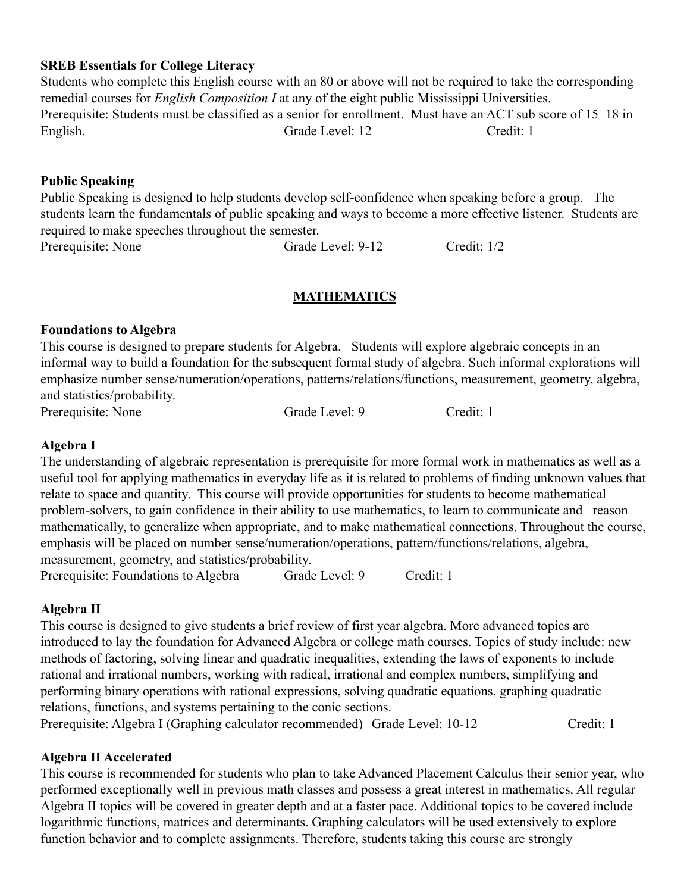**SREB Essentials for College Literacy**

Students who complete this English course with an 80 or above will not be required to take the corresponding remedial courses for *English Composition I* at any of the eight public Mississippi Universities.

Prerequisite: Students must be classified as a senior for enrollment. Must have an ACT sub score of 15–18 in English. Grade Level: 12 Credit: 1

**Public Speaking**

Public Speaking is designed to help students develop self-confidence when speaking before a group. The students learn the fundamentals of public speaking and ways to become a more effective listener. Students are required to make speeches throughout the semester.

Prerequisite: None Grade Level: 9-12 Credit: 1/2

## MATHEMATICS

**Foundations to Algebra**

This course is designed to prepare students for Algebra. Students will explore algebraic concepts in an informal way to build a foundation for the subsequent formal study of algebra. Such informal explorations will emphasize number sense/numeration/operations, patterns/relations/functions, measurement, geometry, algebra, and statistics/probability.

Prerequisite: None Grade Level: 9 Credit: 1

**Algebra I**

The understanding of algebraic representation is prerequisite for more formal work in mathematics as well as a useful tool for applying mathematics in everyday life as it is related to problems of finding unknown values that relate to space and quantity. This course will provide opportunities for students to become mathematical problem-solvers, to gain confidence in their ability to use mathematics, to learn to communicate and reason mathematically, to generalize when appropriate, and to make mathematical connections. Throughout the course, emphasis will be placed on number sense/numeration/operations, pattern/functions/relations, algebra, measurement, geometry, and statistics/probability.

Prerequisite: Foundations to Algebra Grade Level: 9 Credit: 1

**Algebra II**

This course is designed to give students a brief review of first year algebra. More advanced topics are introduced to lay the foundation for Advanced Algebra or college math courses. Topics of study include: new methods of factoring, solving linear and quadratic inequalities, extending the laws of exponents to include rational and irrational numbers, working with radical, irrational and complex numbers, simplifying and performing binary operations with rational expressions, solving quadratic equations, graphing quadratic relations, functions, and systems pertaining to the conic sections.

Prerequisite: Algebra I (Graphing calculator recommended) Grade Level: 10-12 Credit: 1

**Algebra II Accelerated**

This course is recommended for students who plan to take Advanced Placement Calculus their senior year, who performed exceptionally well in previous math classes and possess a great interest in mathematics. All regular Algebra II topics will be covered in greater depth and at a faster pace. Additional topics to be covered include logarithmic functions, matrices and determinants. Graphing calculators will be used extensively to explore function behavior and to complete assignments. Therefore, students taking this course are strongly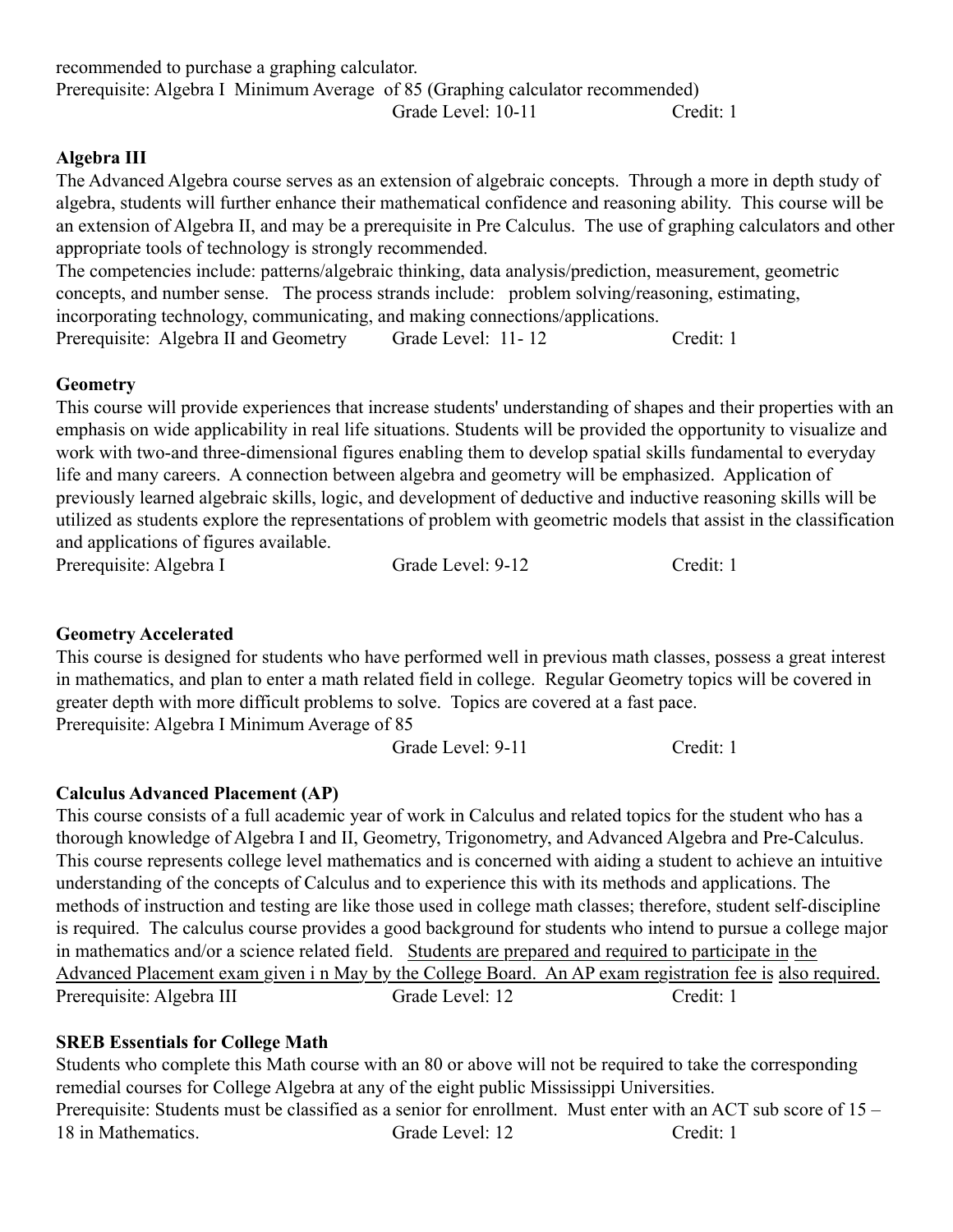recommended to purchase a graphing calculator.

Prerequisite: Algebra I Minimum Average of 85 (Graphing calculator recommended)

Grade Level: 10-11 Credit: 1

**Algebra III**

The Advanced Algebra course serves as an extension of algebraic concepts. Through a more in depth study of algebra, students will further enhance their mathematical confidence and reasoning ability. This course will be an extension of Algebra II, and may be a prerequisite in Pre Calculus. The use of graphing calculators and other appropriate tools of technology is strongly recommended.

The competencies include: patterns/algebraic thinking, data analysis/prediction, measurement, geometric concepts, and number sense. The process strands include: problem solving/reasoning, estimating, incorporating technology, communicating, and making connections/applications.

Prerequisite: Algebra II and Geometry Grade Level: 11- 12 Credit: 1

**Geometry**

This course will provide experiences that increase students' understanding of shapes and their properties with an emphasis on wide applicability in real life situations. Students will be provided the opportunity to visualize and work with two-and three-dimensional figures enabling them to develop spatial skills fundamental to everyday life and many careers. A connection between algebra and geometry will be emphasized. Application of previously learned algebraic skills, logic, and development of deductive and inductive reasoning skills will be utilized as students explore the representations of problem with geometric models that assist in the classification and applications of figures available.

Prerequisite: Algebra I Grade Level: 9-12 Credit: 1

**Geometry Accelerated**

This course is designed for students who have performed well in previous math classes, possess a great interest in mathematics, and plan to enter a math related field in college. Regular Geometry topics will be covered in greater depth with more difficult problems to solve. Topics are covered at a fast pace.

Prerequisite: Algebra I Minimum Average of 85

Grade Level: 9-11 Credit: 1

**Calculus Advanced Placement (AP)**

This course consists of a full academic year of work in Calculus and related topics for the student who has a thorough knowledge of Algebra I and II, Geometry, Trigonometry, and Advanced Algebra and Pre-Calculus. This course represents college level mathematics and is concerned with aiding a student to achieve an intuitive understanding of the concepts of Calculus and to experience this with its methods and applications. The methods of instruction and testing are like those used in college math classes; therefore, student self-discipline is required. The calculus course provides a good background for students who intend to pursue a college major in mathematics and/or a science related field. Students are prepared and required to participate in the Advanced Placement exam given i n May by the College Board. An AP exam registration fee is also required.

Prerequisite: Algebra III Grade Level: 12 Credit: 1

**SREB Essentials for College Math**

Students who complete this Math course with an 80 or above will not be required to take the corresponding remedial courses for College Algebra at any of the eight public Mississippi Universities.

Prerequisite: Students must be classified as a senior for enrollment. Must enter with an ACT sub score of 15 – 18 in Mathematics. Grade Level: 12 Credit: 1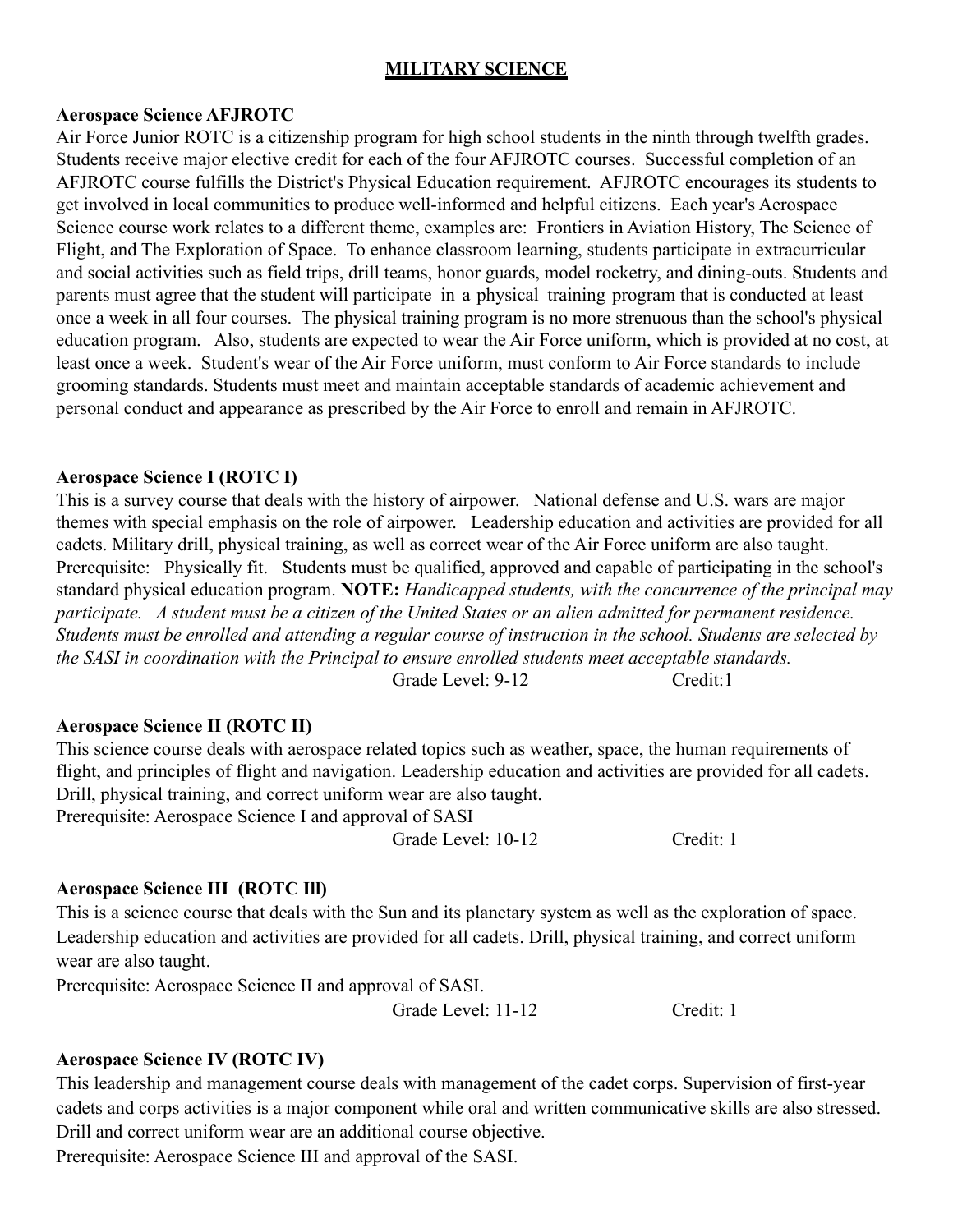# MILITARY SCIENCE

**Aerospace Science AFJROTC**

Air Force Junior ROTC is a citizenship program for high school students in the ninth through twelfth grades. Students receive major elective credit for each of the four AFJROTC courses. Successful completion of an AFJROTC course fulfills the District's Physical Education requirement. AFJROTC encourages its students to get involved in local communities to produce well-informed and helpful citizens. Each year's Aerospace Science course work relates to a different theme, examples are: Frontiers in Aviation History, The Science of Flight, and The Exploration of Space. To enhance classroom learning, students participate in extracurricular and social activities such as field trips, drill teams, honor guards, model rocketry, and dining-outs. Students and parents must agree that the student will participate in a physical training program that is conducted at least once a week in all four courses. The physical training program is no more strenuous than the school's physical education program. Also, students are expected to wear the Air Force uniform, which is provided at no cost, at least once a week. Student's wear of the Air Force uniform, must conform to Air Force standards to include grooming standards. Students must meet and maintain acceptable standards of academic achievement and personal conduct and appearance as prescribed by the Air Force to enroll and remain in AFJROTC.

**Aerospace Science I (ROTC I)**

This is a survey course that deals with the history of airpower. National defense and U.S. wars are major themes with special emphasis on the role of airpower. Leadership education and activities are provided for all cadets. Military drill, physical training, as well as correct wear of the Air Force uniform are also taught. Prerequisite: Physically fit. Students must be qualified, approved and capable of participating in the school's standard physical education program. **NOTE:** *Handicapped students, with the concurrence of the principal may participate. A student must be a citizen of the United States or an alien admitted for permanent residence. Students must be enrolled and attending a regular course of instruction in the school. Students are selected by the SASI in coordination with the Principal to ensure enrolled students meet acceptable standards.*

Grade Level: 9-12 Credit:1

**Aerospace Science II (ROTC II)**

This science course deals with aerospace related topics such as weather, space, the human requirements of flight, and principles of flight and navigation. Leadership education and activities are provided for all cadets. Drill, physical training, and correct uniform wear are also taught.

Prerequisite: Aerospace Science I and approval of SASI

Grade Level: 10-12 Credit: 1

**Aerospace Science III (ROTC Ill)**

This is a science course that deals with the Sun and its planetary system as well as the exploration of space. Leadership education and activities are provided for all cadets. Drill, physical training, and correct uniform wear are also taught.

Prerequisite: Aerospace Science II and approval of SASI.

Grade Level: 11-12 Credit: 1

**Aerospace Science IV (ROTC IV)**

This leadership and management course deals with management of the cadet corps. Supervision of first-year cadets and corps activities is a major component while oral and written communicative skills are also stressed. Drill and correct uniform wear are an additional course objective.

Prerequisite: Aerospace Science III and approval of the SASI.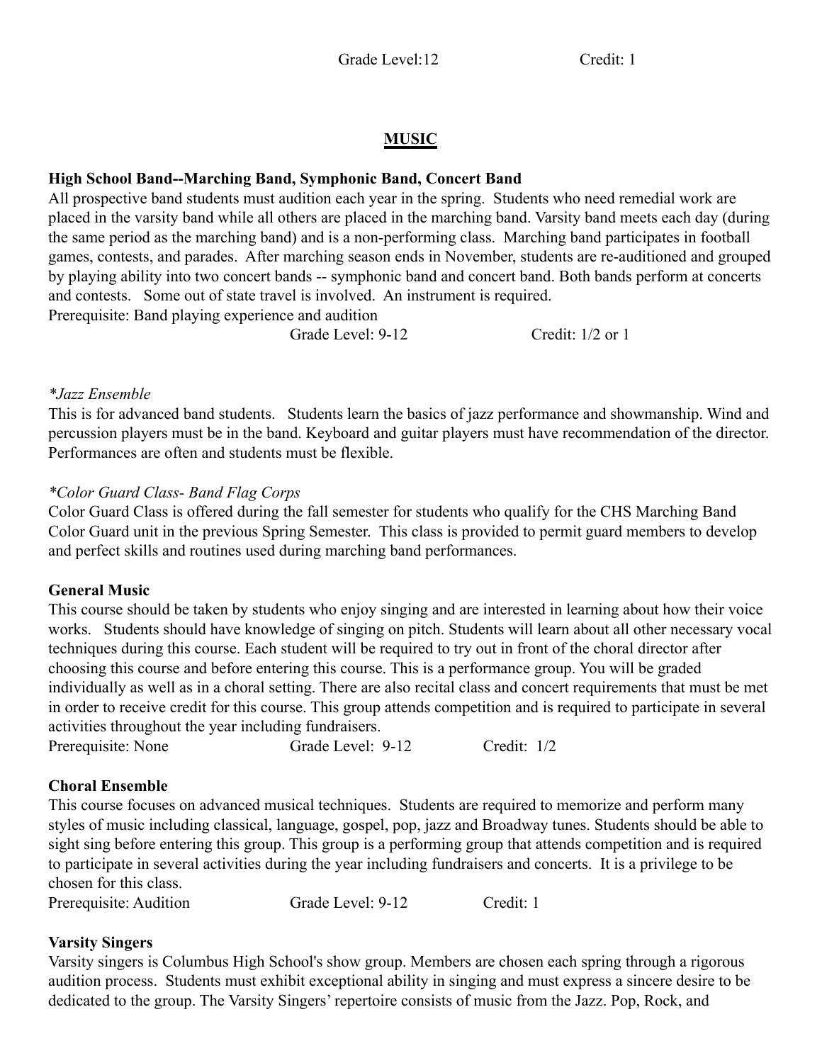Grade Level:12 Credit: 1

## MUSIC

**High School Band--Marching Band, Symphonic Band, Concert Band**

All prospective band students must audition each year in the spring. Students who need remedial work are placed in the varsity band while all others are placed in the marching band. Varsity band meets each day (during the same period as the marching band) and is a non-performing class. Marching band participates in football games, contests, and parades. After marching season ends in November, students are re-auditioned and grouped by playing ability into two concert bands -- symphonic band and concert band. Both bands perform at concerts and contests. Some out of state travel is involved. An instrument is required.
Prerequisite: Band playing experience and audition
Grade Level: 9-12 Credit: 1/2 or 1

*\*Jazz Ensemble*

This is for advanced band students. Students learn the basics of jazz performance and showmanship. Wind and percussion players must be in the band. Keyboard and guitar players must have recommendation of the director. Performances are often and students must be flexible.

*\*Color Guard Class- Band Flag Corps*

Color Guard Class is offered during the fall semester for students who qualify for the CHS Marching Band Color Guard unit in the previous Spring Semester. This class is provided to permit guard members to develop and perfect skills and routines used during marching band performances.

**General Music**

This course should be taken by students who enjoy singing and are interested in learning about how their voice works. Students should have knowledge of singing on pitch. Students will learn about all other necessary vocal techniques during this course. Each student will be required to try out in front of the choral director after choosing this course and before entering this course. This is a performance group. You will be graded individually as well as in a choral setting. There are also recital class and concert requirements that must be met in order to receive credit for this course. This group attends competition and is required to participate in several activities throughout the year including fundraisers.
Prerequisite: None Grade Level: 9-12 Credit: 1/2

**Choral Ensemble**

This course focuses on advanced musical techniques. Students are required to memorize and perform many styles of music including classical, language, gospel, pop, jazz and Broadway tunes. Students should be able to sight sing before entering this group. This group is a performing group that attends competition and is required to participate in several activities during the year including fundraisers and concerts. It is a privilege to be chosen for this class.
Prerequisite: Audition Grade Level: 9-12 Credit: 1

**Varsity Singers**

Varsity singers is Columbus High School's show group. Members are chosen each spring through a rigorous audition process. Students must exhibit exceptional ability in singing and must express a sincere desire to be dedicated to the group. The Varsity Singers' repertoire consists of music from the Jazz. Pop, Rock, and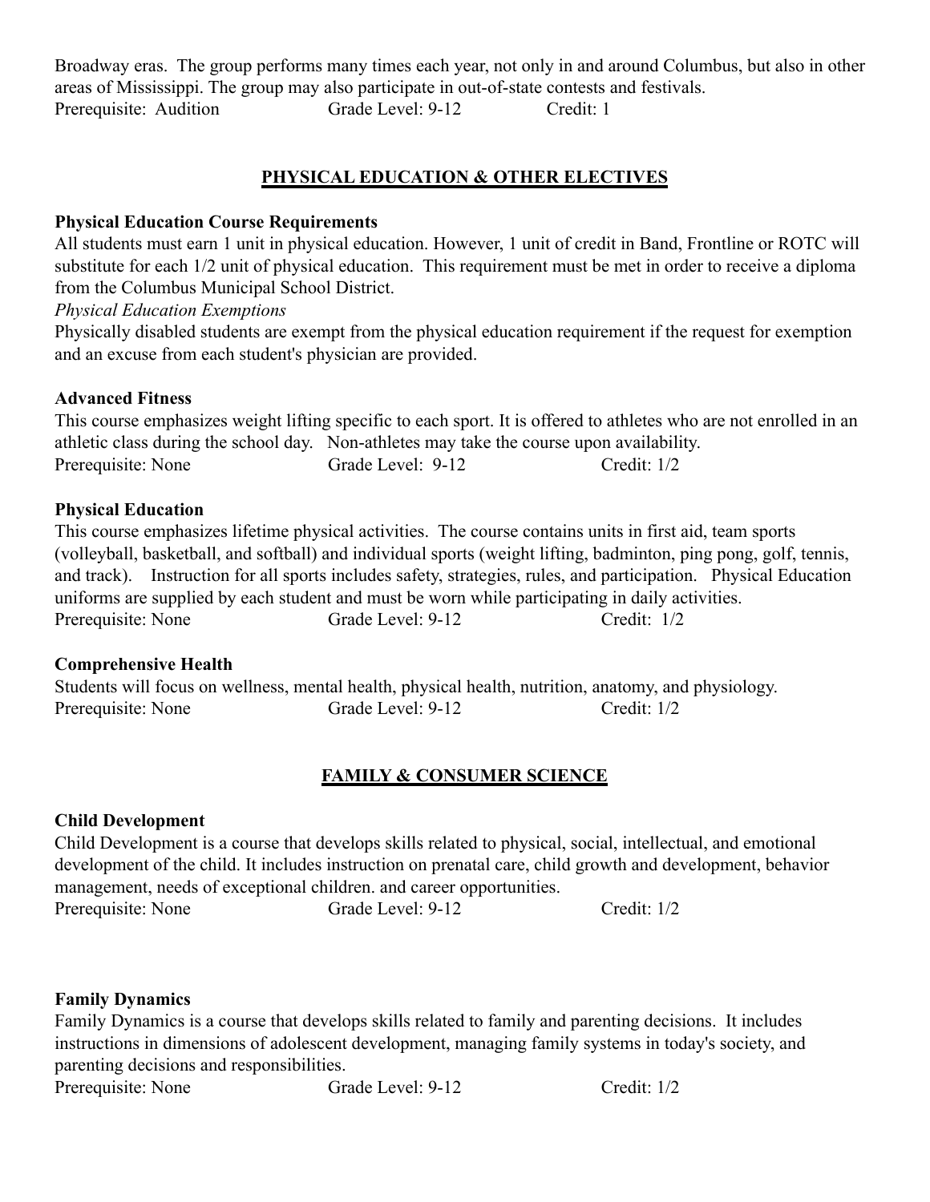Broadway eras. The group performs many times each year, not only in and around Columbus, but also in other areas of Mississippi. The group may also participate in out-of-state contests and festivals.
Prerequisite: Audition Grade Level: 9-12 Credit: 1

## PHYSICAL EDUCATION & OTHER ELECTIVES

**Physical Education Course Requirements**
All students must earn 1 unit in physical education. However, 1 unit of credit in Band, Frontline or ROTC will substitute for each 1/2 unit of physical education. This requirement must be met in order to receive a diploma from the Columbus Municipal School District.
*Physical Education Exemptions*
Physically disabled students are exempt from the physical education requirement if the request for exemption and an excuse from each student's physician are provided.

**Advanced Fitness**
This course emphasizes weight lifting specific to each sport. It is offered to athletes who are not enrolled in an athletic class during the school day. Non-athletes may take the course upon availability.
Prerequisite: None Grade Level: 9-12 Credit: 1/2

**Physical Education**
This course emphasizes lifetime physical activities. The course contains units in first aid, team sports (volleyball, basketball, and softball) and individual sports (weight lifting, badminton, ping pong, golf, tennis, and track). Instruction for all sports includes safety, strategies, rules, and participation. Physical Education uniforms are supplied by each student and must be worn while participating in daily activities.
Prerequisite: None Grade Level: 9-12 Credit: 1/2

**Comprehensive Health**
Students will focus on wellness, mental health, physical health, nutrition, anatomy, and physiology.
Prerequisite: None Grade Level: 9-12 Credit: 1/2

## FAMILY & CONSUMER SCIENCE

**Child Development**
Child Development is a course that develops skills related to physical, social, intellectual, and emotional development of the child. It includes instruction on prenatal care, child growth and development, behavior management, needs of exceptional children. and career opportunities.
Prerequisite: None Grade Level: 9-12 Credit: 1/2

**Family Dynamics**
Family Dynamics is a course that develops skills related to family and parenting decisions. It includes instructions in dimensions of adolescent development, managing family systems in today's society, and parenting decisions and responsibilities.
Prerequisite: None Grade Level: 9-12 Credit: 1/2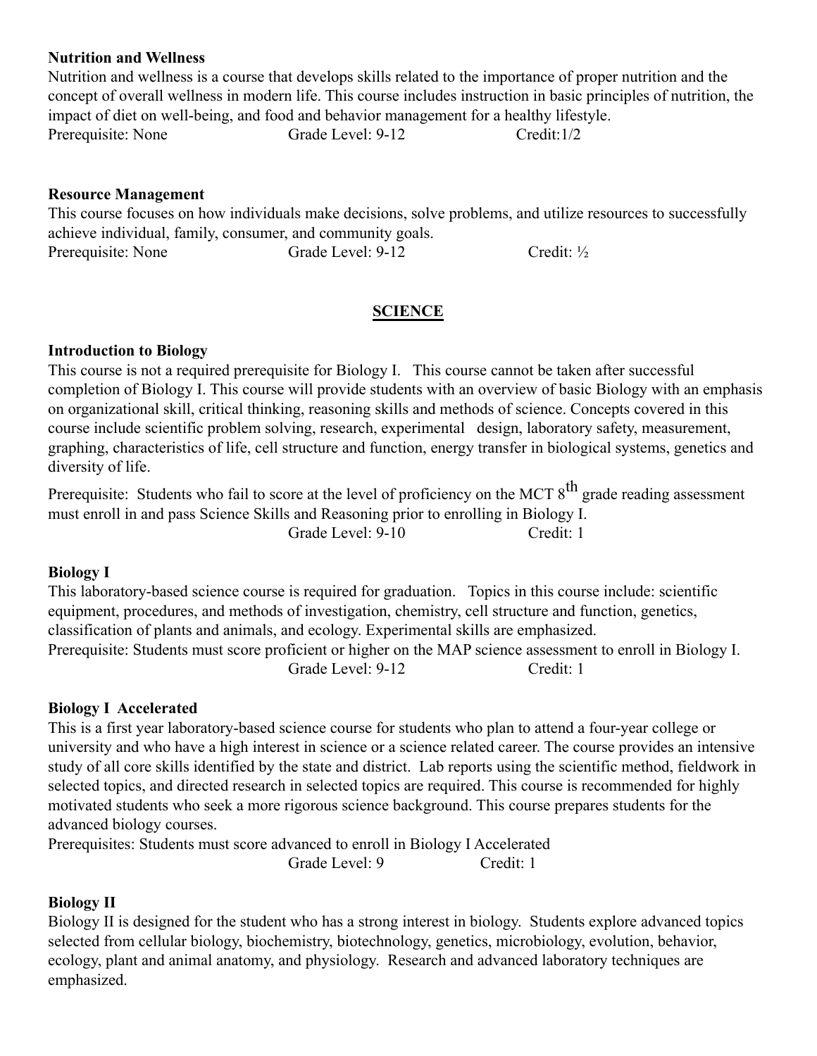**Nutrition and Wellness**

Nutrition and wellness is a course that develops skills related to the importance of proper nutrition and the concept of overall wellness in modern life. This course includes instruction in basic principles of nutrition, the impact of diet on well-being, and food and behavior management for a healthy lifestyle.

Prerequisite: None   Grade Level: 9-12   Credit:1/2

**Resource Management**

This course focuses on how individuals make decisions, solve problems, and utilize resources to successfully achieve individual, family, consumer, and community goals.

Prerequisite: None   Grade Level: 9-12   Credit: ½

## SCIENCE

**Introduction to Biology**

This course is not a required prerequisite for Biology I. This course cannot be taken after successful completion of Biology I. This course will provide students with an overview of basic Biology with an emphasis on organizational skill, critical thinking, reasoning skills and methods of science. Concepts covered in this course include scientific problem solving, research, experimental design, laboratory safety, measurement, graphing, characteristics of life, cell structure and function, energy transfer in biological systems, genetics and diversity of life.

Prerequisite: Students who fail to score at the level of proficiency on the MCT 8th grade reading assessment must enroll in and pass Science Skills and Reasoning prior to enrolling in Biology I.

Grade Level: 9-10   Credit: 1

**Biology I**

This laboratory-based science course is required for graduation. Topics in this course include: scientific equipment, procedures, and methods of investigation, chemistry, cell structure and function, genetics, classification of plants and animals, and ecology. Experimental skills are emphasized.

Prerequisite: Students must score proficient or higher on the MAP science assessment to enroll in Biology I.

Grade Level: 9-12   Credit: 1

**Biology I Accelerated**

This is a first year laboratory-based science course for students who plan to attend a four-year college or university and who have a high interest in science or a science related career. The course provides an intensive study of all core skills identified by the state and district. Lab reports using the scientific method, fieldwork in selected topics, and directed research in selected topics are required. This course is recommended for highly motivated students who seek a more rigorous science background. This course prepares students for the advanced biology courses.

Prerequisites: Students must score advanced to enroll in Biology I Accelerated

Grade Level: 9   Credit: 1

**Biology II**

Biology II is designed for the student who has a strong interest in biology. Students explore advanced topics selected from cellular biology, biochemistry, biotechnology, genetics, microbiology, evolution, behavior, ecology, plant and animal anatomy, and physiology. Research and advanced laboratory techniques are emphasized.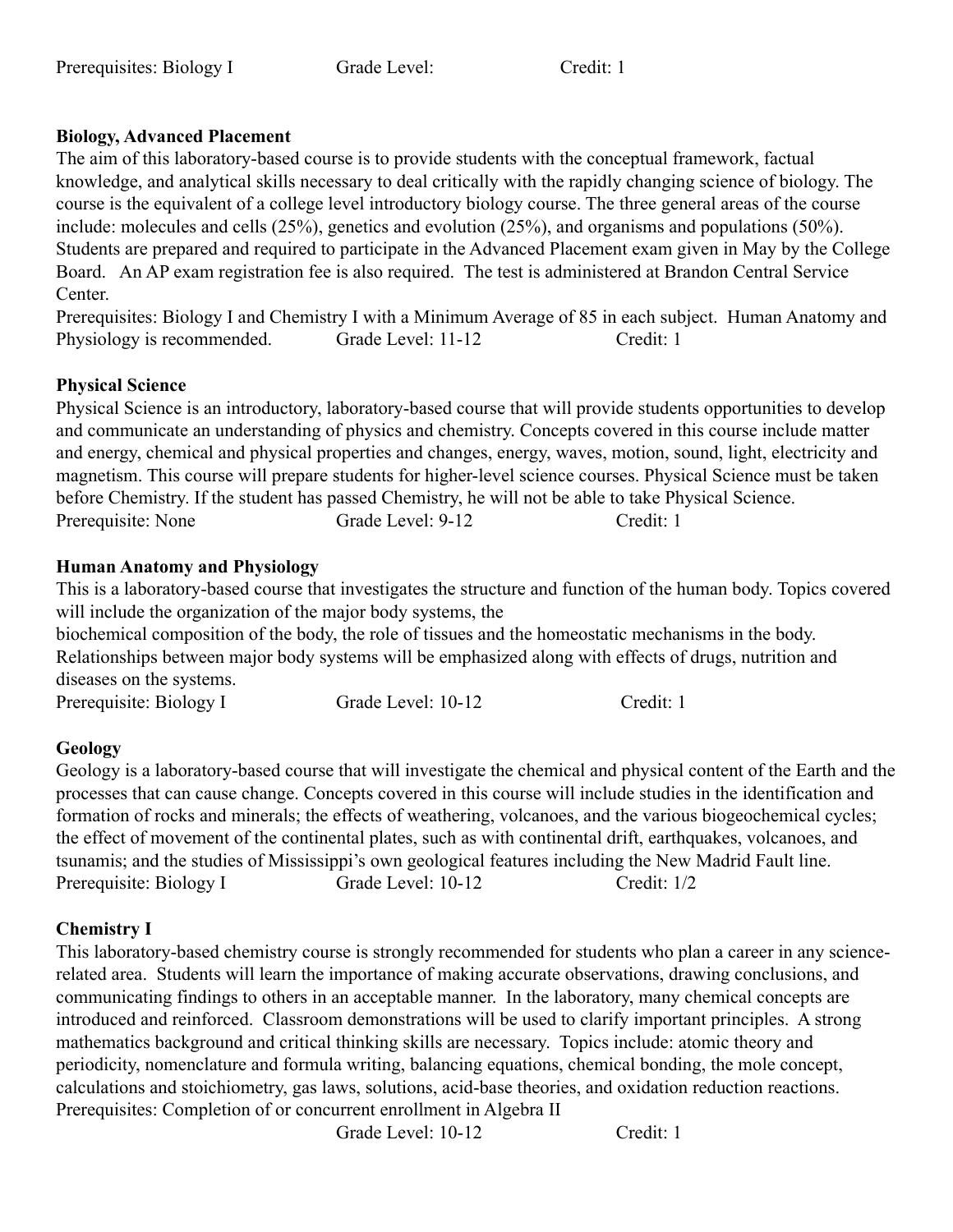Prerequisites: Biology I Grade Level: Credit: 1

**Biology, Advanced Placement**

The aim of this laboratory-based course is to provide students with the conceptual framework, factual knowledge, and analytical skills necessary to deal critically with the rapidly changing science of biology. The course is the equivalent of a college level introductory biology course. The three general areas of the course include: molecules and cells (25%), genetics and evolution (25%), and organisms and populations (50%). Students are prepared and required to participate in the Advanced Placement exam given in May by the College Board. An AP exam registration fee is also required. The test is administered at Brandon Central Service Center.

Prerequisites: Biology I and Chemistry I with a Minimum Average of 85 in each subject. Human Anatomy and Physiology is recommended. Grade Level: 11-12 Credit: 1

**Physical Science**

Physical Science is an introductory, laboratory-based course that will provide students opportunities to develop and communicate an understanding of physics and chemistry. Concepts covered in this course include matter and energy, chemical and physical properties and changes, energy, waves, motion, sound, light, electricity and magnetism. This course will prepare students for higher-level science courses. Physical Science must be taken before Chemistry. If the student has passed Chemistry, he will not be able to take Physical Science.

Prerequisite: None Grade Level: 9-12 Credit: 1

**Human Anatomy and Physiology**

This is a laboratory-based course that investigates the structure and function of the human body. Topics covered will include the organization of the major body systems, the biochemical composition of the body, the role of tissues and the homeostatic mechanisms in the body. Relationships between major body systems will be emphasized along with effects of drugs, nutrition and diseases on the systems.

Prerequisite: Biology I Grade Level: 10-12 Credit: 1

**Geology**

Geology is a laboratory-based course that will investigate the chemical and physical content of the Earth and the processes that can cause change. Concepts covered in this course will include studies in the identification and formation of rocks and minerals; the effects of weathering, volcanoes, and the various biogeochemical cycles; the effect of movement of the continental plates, such as with continental drift, earthquakes, volcanoes, and tsunamis; and the studies of Mississippi's own geological features including the New Madrid Fault line.

Prerequisite: Biology I Grade Level: 10-12 Credit: 1/2

**Chemistry I**

This laboratory-based chemistry course is strongly recommended for students who plan a career in any science-related area. Students will learn the importance of making accurate observations, drawing conclusions, and communicating findings to others in an acceptable manner. In the laboratory, many chemical concepts are introduced and reinforced. Classroom demonstrations will be used to clarify important principles. A strong mathematics background and critical thinking skills are necessary. Topics include: atomic theory and periodicity, nomenclature and formula writing, balancing equations, chemical bonding, the mole concept, calculations and stoichiometry, gas laws, solutions, acid-base theories, and oxidation reduction reactions.

Prerequisites: Completion of or concurrent enrollment in Algebra II

Grade Level: 10-12 Credit: 1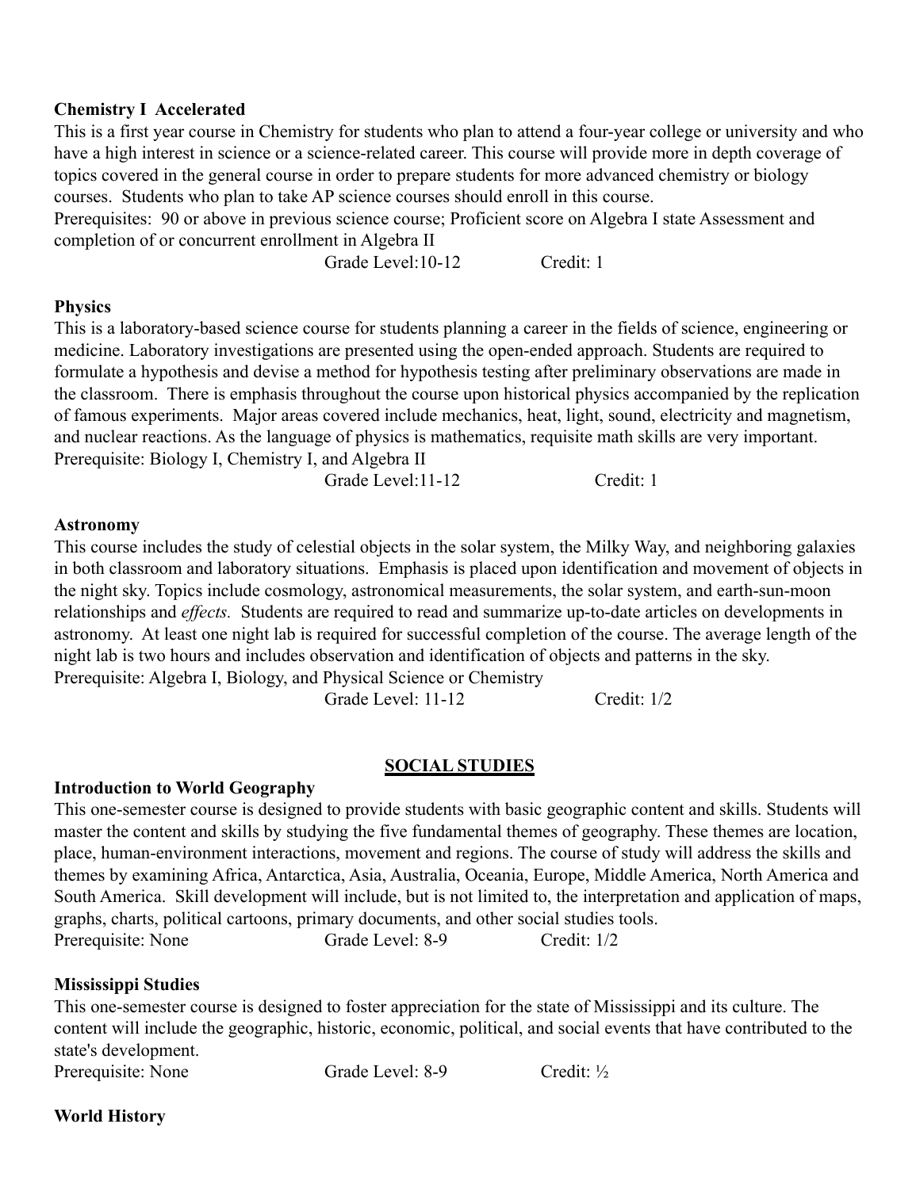**Chemistry I Accelerated**

This is a first year course in Chemistry for students who plan to attend a four-year college or university and who have a high interest in science or a science-related career. This course will provide more in depth coverage of topics covered in the general course in order to prepare students for more advanced chemistry or biology courses. Students who plan to take AP science courses should enroll in this course.

Prerequisites: 90 or above in previous science course; Proficient score on Algebra I state Assessment and completion of or concurrent enrollment in Algebra II

Grade Level:10-12 Credit: 1

**Physics**

This is a laboratory-based science course for students planning a career in the fields of science, engineering or medicine. Laboratory investigations are presented using the open-ended approach. Students are required to formulate a hypothesis and devise a method for hypothesis testing after preliminary observations are made in the classroom. There is emphasis throughout the course upon historical physics accompanied by the replication of famous experiments. Major areas covered include mechanics, heat, light, sound, electricity and magnetism, and nuclear reactions. As the language of physics is mathematics, requisite math skills are very important.

Prerequisite: Biology I, Chemistry I, and Algebra II

Grade Level:11-12 Credit: 1

**Astronomy**

This course includes the study of celestial objects in the solar system, the Milky Way, and neighboring galaxies in both classroom and laboratory situations. Emphasis is placed upon identification and movement of objects in the night sky. Topics include cosmology, astronomical measurements, the solar system, and earth-sun-moon relationships and *effects.* Students are required to read and summarize up-to-date articles on developments in astronomy. At least one night lab is required for successful completion of the course. The average length of the night lab is two hours and includes observation and identification of objects and patterns in the sky.

Prerequisite: Algebra I, Biology, and Physical Science or Chemistry

Grade Level: 11-12 Credit: 1/2

## SOCIAL STUDIES

**Introduction to World Geography**

This one-semester course is designed to provide students with basic geographic content and skills. Students will master the content and skills by studying the five fundamental themes of geography. These themes are location, place, human-environment interactions, movement and regions. The course of study will address the skills and themes by examining Africa, Antarctica, Asia, Australia, Oceania, Europe, Middle America, North America and South America. Skill development will include, but is not limited to, the interpretation and application of maps, graphs, charts, political cartoons, primary documents, and other social studies tools.

Prerequisite: None Grade Level: 8-9 Credit: 1/2

**Mississippi Studies**

This one-semester course is designed to foster appreciation for the state of Mississippi and its culture. The content will include the geographic, historic, economic, political, and social events that have contributed to the state's development.

Prerequisite: None Grade Level: 8-9 Credit: ½

**World History**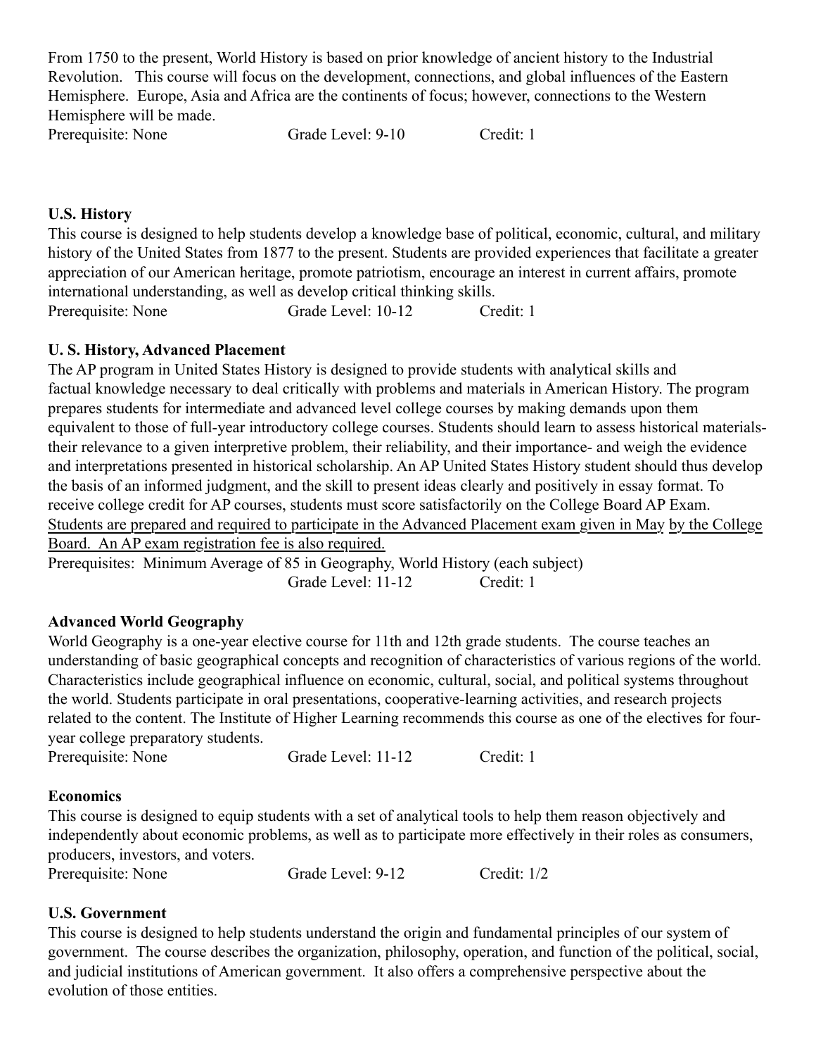From 1750 to the present, World History is based on prior knowledge of ancient history to the Industrial Revolution. This course will focus on the development, connections, and global influences of the Eastern Hemisphere. Europe, Asia and Africa are the continents of focus; however, connections to the Western Hemisphere will be made.

Prerequisite: None Grade Level: 9-10 Credit: 1

**U.S. History**

This course is designed to help students develop a knowledge base of political, economic, cultural, and military history of the United States from 1877 to the present. Students are provided experiences that facilitate a greater appreciation of our American heritage, promote patriotism, encourage an interest in current affairs, promote international understanding, as well as develop critical thinking skills.

Prerequisite: None Grade Level: 10-12 Credit: 1

**U. S. History, Advanced Placement**

The AP program in United States History is designed to provide students with analytical skills and factual knowledge necessary to deal critically with problems and materials in American History. The program prepares students for intermediate and advanced level college courses by making demands upon them equivalent to those of full-year introductory college courses. Students should learn to assess historical materials- their relevance to a given interpretive problem, their reliability, and their importance- and weigh the evidence and interpretations presented in historical scholarship. An AP United States History student should thus develop the basis of an informed judgment, and the skill to present ideas clearly and positively in essay format. To receive college credit for AP courses, students must score satisfactorily on the College Board AP Exam. <u>Students are prepared and required to participate in the Advanced Placement exam given in May by the College Board. An AP exam registration fee is also required.</u>

Prerequisites: Minimum Average of 85 in Geography, World History (each subject)

Grade Level: 11-12 Credit: 1

**Advanced World Geography**

World Geography is a one-year elective course for 11th and 12th grade students. The course teaches an understanding of basic geographical concepts and recognition of characteristics of various regions of the world. Characteristics include geographical influence on economic, cultural, social, and political systems throughout the world. Students participate in oral presentations, cooperative-learning activities, and research projects related to the content. The Institute of Higher Learning recommends this course as one of the electives for four-year college preparatory students.

Prerequisite: None Grade Level: 11-12 Credit: 1

**Economics**

This course is designed to equip students with a set of analytical tools to help them reason objectively and independently about economic problems, as well as to participate more effectively in their roles as consumers, producers, investors, and voters.

Prerequisite: None Grade Level: 9-12 Credit: 1/2

**U.S. Government**

This course is designed to help students understand the origin and fundamental principles of our system of government. The course describes the organization, philosophy, operation, and function of the political, social, and judicial institutions of American government. It also offers a comprehensive perspective about the evolution of those entities.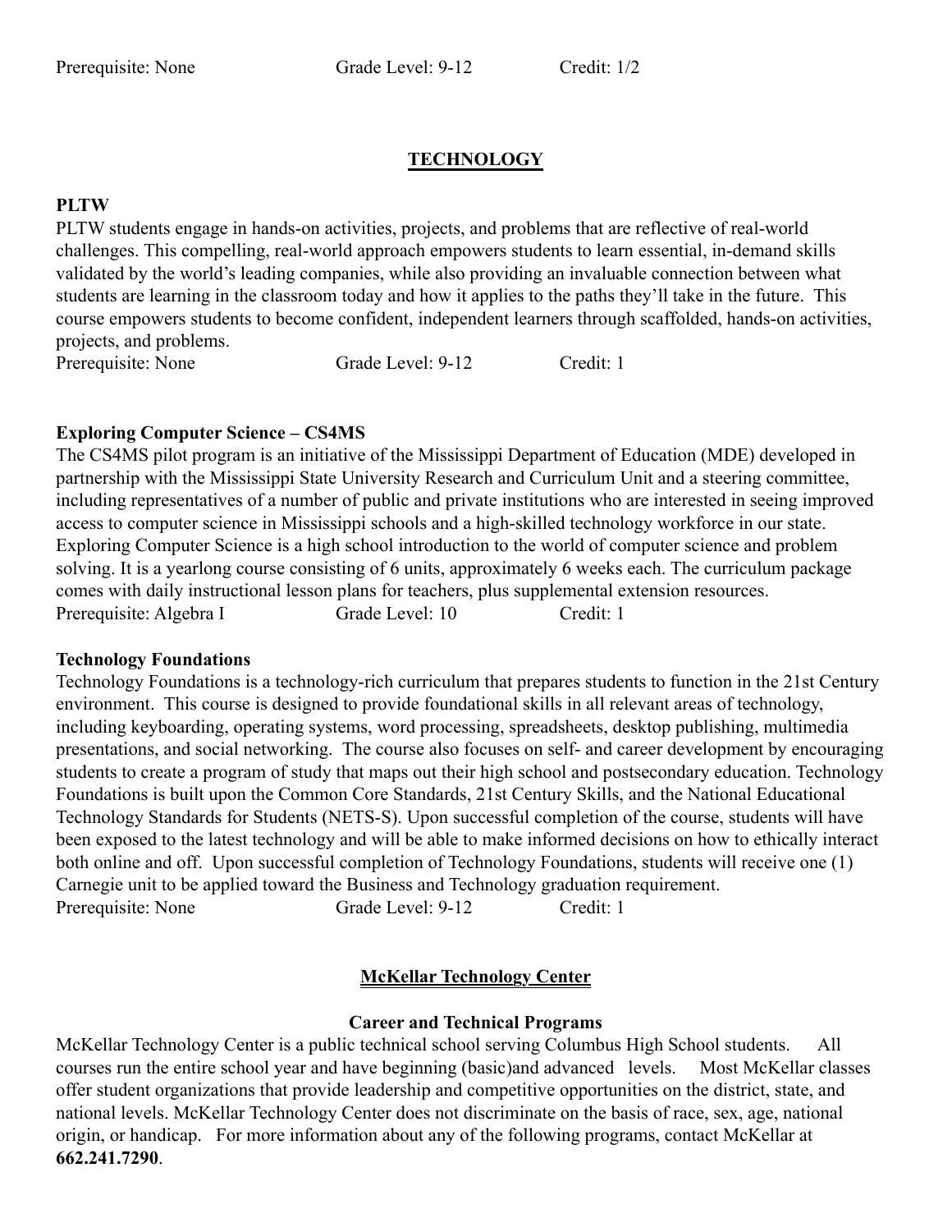Prerequisite: None Grade Level: 9-12 Credit: 1/2

## TECHNOLOGY

**PLTW**

PLTW students engage in hands-on activities, projects, and problems that are reflective of real-world challenges. This compelling, real-world approach empowers students to learn essential, in-demand skills validated by the world's leading companies, while also providing an invaluable connection between what students are learning in the classroom today and how it applies to the paths they'll take in the future. This course empowers students to become confident, independent learners through scaffolded, hands-on activities, projects, and problems.

Prerequisite: None Grade Level: 9-12 Credit: 1

**Exploring Computer Science – CS4MS**

The CS4MS pilot program is an initiative of the Mississippi Department of Education (MDE) developed in partnership with the Mississippi State University Research and Curriculum Unit and a steering committee, including representatives of a number of public and private institutions who are interested in seeing improved access to computer science in Mississippi schools and a high-skilled technology workforce in our state. Exploring Computer Science is a high school introduction to the world of computer science and problem solving. It is a yearlong course consisting of 6 units, approximately 6 weeks each. The curriculum package comes with daily instructional lesson plans for teachers, plus supplemental extension resources.

Prerequisite: Algebra I Grade Level: 10 Credit: 1

**Technology Foundations**

Technology Foundations is a technology-rich curriculum that prepares students to function in the 21st Century environment. This course is designed to provide foundational skills in all relevant areas of technology, including keyboarding, operating systems, word processing, spreadsheets, desktop publishing, multimedia presentations, and social networking. The course also focuses on self- and career development by encouraging students to create a program of study that maps out their high school and postsecondary education. Technology Foundations is built upon the Common Core Standards, 21st Century Skills, and the National Educational Technology Standards for Students (NETS-S). Upon successful completion of the course, students will have been exposed to the latest technology and will be able to make informed decisions on how to ethically interact both online and off. Upon successful completion of Technology Foundations, students will receive one (1) Carnegie unit to be applied toward the Business and Technology graduation requirement.

Prerequisite: None Grade Level: 9-12 Credit: 1

## McKellar Technology Center

### Career and Technical Programs

McKellar Technology Center is a public technical school serving Columbus High School students. All courses run the entire school year and have beginning (basic)and advanced levels. Most McKellar classes offer student organizations that provide leadership and competitive opportunities on the district, state, and national levels. McKellar Technology Center does not discriminate on the basis of race, sex, age, national origin, or handicap. For more information about any of the following programs, contact McKellar at **662.241.7290**.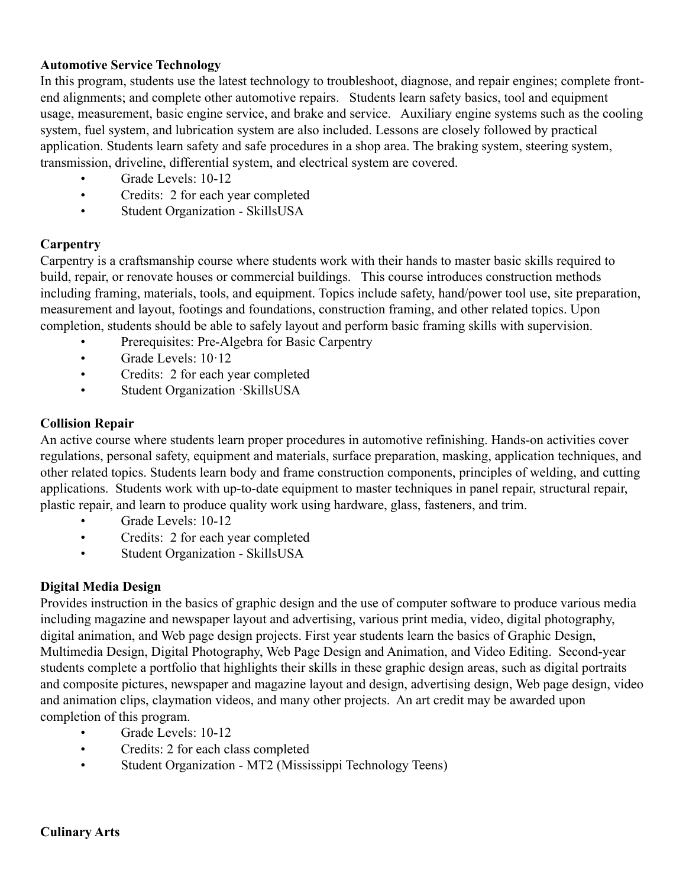**Automotive Service Technology**

In this program, students use the latest technology to troubleshoot, diagnose, and repair engines; complete front-end alignments; and complete other automotive repairs. Students learn safety basics, tool and equipment usage, measurement, basic engine service, and brake and service. Auxiliary engine systems such as the cooling system, fuel system, and lubrication system are also included. Lessons are closely followed by practical application. Students learn safety and safe procedures in a shop area. The braking system, steering system, transmission, driveline, differential system, and electrical system are covered.

- Grade Levels: 10-12
- Credits: 2 for each year completed
- Student Organization - SkillsUSA

**Carpentry**

Carpentry is a craftsmanship course where students work with their hands to master basic skills required to build, repair, or renovate houses or commercial buildings. This course introduces construction methods including framing, materials, tools, and equipment. Topics include safety, hand/power tool use, site preparation, measurement and layout, footings and foundations, construction framing, and other related topics. Upon completion, students should be able to safely layout and perform basic framing skills with supervision.

- Prerequisites: Pre-Algebra for Basic Carpentry
- Grade Levels: 10·12
- Credits: 2 for each year completed
- Student Organization ·SkillsUSA

**Collision Repair**

An active course where students learn proper procedures in automotive refinishing. Hands-on activities cover regulations, personal safety, equipment and materials, surface preparation, masking, application techniques, and other related topics. Students learn body and frame construction components, principles of welding, and cutting applications. Students work with up-to-date equipment to master techniques in panel repair, structural repair, plastic repair, and learn to produce quality work using hardware, glass, fasteners, and trim.

- Grade Levels: 10-12
- Credits: 2 for each year completed
- Student Organization - SkillsUSA

**Digital Media Design**

Provides instruction in the basics of graphic design and the use of computer software to produce various media including magazine and newspaper layout and advertising, various print media, video, digital photography, digital animation, and Web page design projects. First year students learn the basics of Graphic Design, Multimedia Design, Digital Photography, Web Page Design and Animation, and Video Editing. Second-year students complete a portfolio that highlights their skills in these graphic design areas, such as digital portraits and composite pictures, newspaper and magazine layout and design, advertising design, Web page design, video and animation clips, claymation videos, and many other projects. An art credit may be awarded upon completion of this program.

- Grade Levels: 10-12
- Credits: 2 for each class completed
- Student Organization - MT2 (Mississippi Technology Teens)

**Culinary Arts**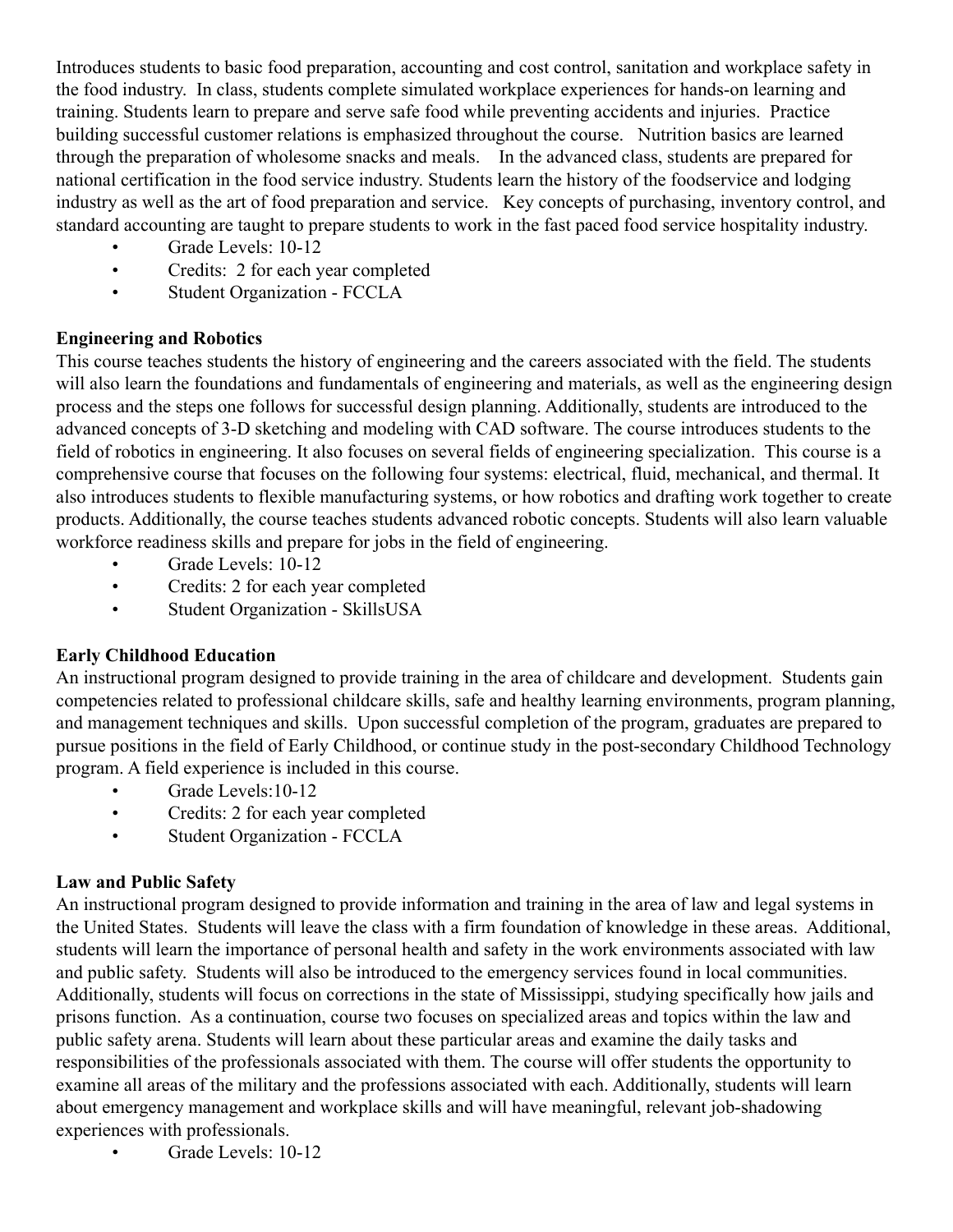Introduces students to basic food preparation, accounting and cost control, sanitation and workplace safety in the food industry. In class, students complete simulated workplace experiences for hands-on learning and training. Students learn to prepare and serve safe food while preventing accidents and injuries. Practice building successful customer relations is emphasized throughout the course. Nutrition basics are learned through the preparation of wholesome snacks and meals. In the advanced class, students are prepared for national certification in the food service industry. Students learn the history of the foodservice and lodging industry as well as the art of food preparation and service. Key concepts of purchasing, inventory control, and standard accounting are taught to prepare students to work in the fast paced food service hospitality industry.

- Grade Levels: 10-12
- Credits: 2 for each year completed
- Student Organization - FCCLA

**Engineering and Robotics**

This course teaches students the history of engineering and the careers associated with the field. The students will also learn the foundations and fundamentals of engineering and materials, as well as the engineering design process and the steps one follows for successful design planning. Additionally, students are introduced to the advanced concepts of 3-D sketching and modeling with CAD software. The course introduces students to the field of robotics in engineering. It also focuses on several fields of engineering specialization. This course is a comprehensive course that focuses on the following four systems: electrical, fluid, mechanical, and thermal. It also introduces students to flexible manufacturing systems, or how robotics and drafting work together to create products. Additionally, the course teaches students advanced robotic concepts. Students will also learn valuable workforce readiness skills and prepare for jobs in the field of engineering.

- Grade Levels: 10-12
- Credits: 2 for each year completed
- Student Organization - SkillsUSA

**Early Childhood Education**

An instructional program designed to provide training in the area of childcare and development. Students gain competencies related to professional childcare skills, safe and healthy learning environments, program planning, and management techniques and skills. Upon successful completion of the program, graduates are prepared to pursue positions in the field of Early Childhood, or continue study in the post-secondary Childhood Technology program. A field experience is included in this course.

- Grade Levels:10-12
- Credits: 2 for each year completed
- Student Organization - FCCLA

**Law and Public Safety**

An instructional program designed to provide information and training in the area of law and legal systems in the United States. Students will leave the class with a firm foundation of knowledge in these areas. Additional, students will learn the importance of personal health and safety in the work environments associated with law and public safety. Students will also be introduced to the emergency services found in local communities. Additionally, students will focus on corrections in the state of Mississippi, studying specifically how jails and prisons function. As a continuation, course two focuses on specialized areas and topics within the law and public safety arena. Students will learn about these particular areas and examine the daily tasks and responsibilities of the professionals associated with them. The course will offer students the opportunity to examine all areas of the military and the professions associated with each. Additionally, students will learn about emergency management and workplace skills and will have meaningful, relevant job-shadowing experiences with professionals.

- Grade Levels: 10-12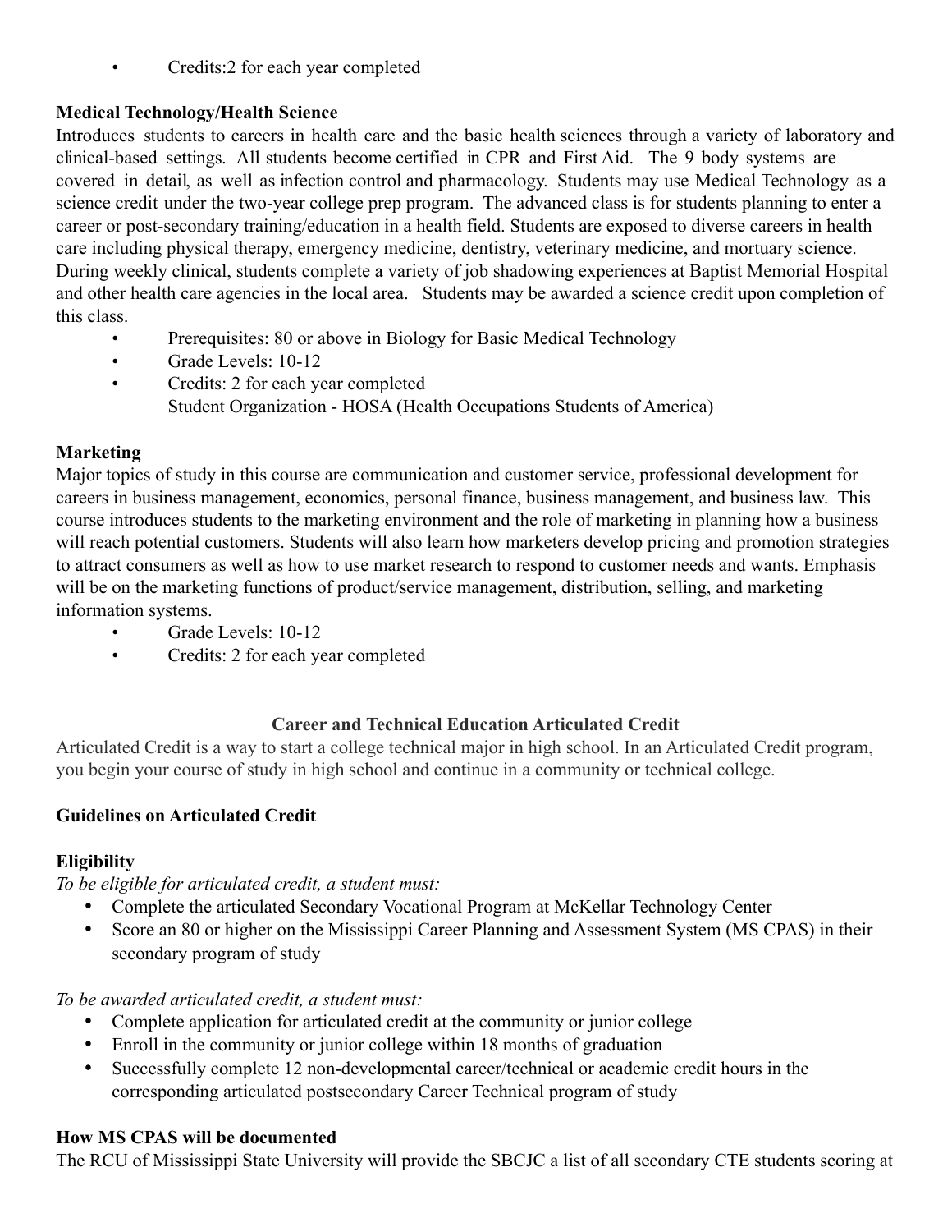- Credits:2 for each year completed

**Medical Technology/Health Science**
Introduces students to careers in health care and the basic health sciences through a variety of laboratory and clinical-based settings. All students become certified in CPR and First Aid. The 9 body systems are covered in detail, as well as infection control and pharmacology. Students may use Medical Technology as a science credit under the two-year college prep program. The advanced class is for students planning to enter a career or post-secondary training/education in a health field. Students are exposed to diverse careers in health care including physical therapy, emergency medicine, dentistry, veterinary medicine, and mortuary science. During weekly clinical, students complete a variety of job shadowing experiences at Baptist Memorial Hospital and other health care agencies in the local area. Students may be awarded a science credit upon completion of this class.

- Prerequisites: 80 or above in Biology for Basic Medical Technology
- Grade Levels: 10-12
- Credits: 2 for each year completed
  Student Organization - HOSA (Health Occupations Students of America)

**Marketing**
Major topics of study in this course are communication and customer service, professional development for careers in business management, economics, personal finance, business management, and business law. This course introduces students to the marketing environment and the role of marketing in planning how a business will reach potential customers. Students will also learn how marketers develop pricing and promotion strategies to attract consumers as well as how to use market research to respond to customer needs and wants. Emphasis will be on the marketing functions of product/service management, distribution, selling, and marketing information systems.

- Grade Levels: 10-12
- Credits: 2 for each year completed

## Career and Technical Education Articulated Credit

Articulated Credit is a way to start a college technical major in high school. In an Articulated Credit program, you begin your course of study in high school and continue in a community or technical college.

### Guidelines on Articulated Credit

**Eligibility**

*To be eligible for articulated credit, a student must:*

- Complete the articulated Secondary Vocational Program at McKellar Technology Center
- Score an 80 or higher on the Mississippi Career Planning and Assessment System (MS CPAS) in their secondary program of study

*To be awarded articulated credit, a student must:*

- Complete application for articulated credit at the community or junior college
- Enroll in the community or junior college within 18 months of graduation
- Successfully complete 12 non-developmental career/technical or academic credit hours in the corresponding articulated postsecondary Career Technical program of study

**How MS CPAS will be documented**
The RCU of Mississippi State University will provide the SBCJC a list of all secondary CTE students scoring at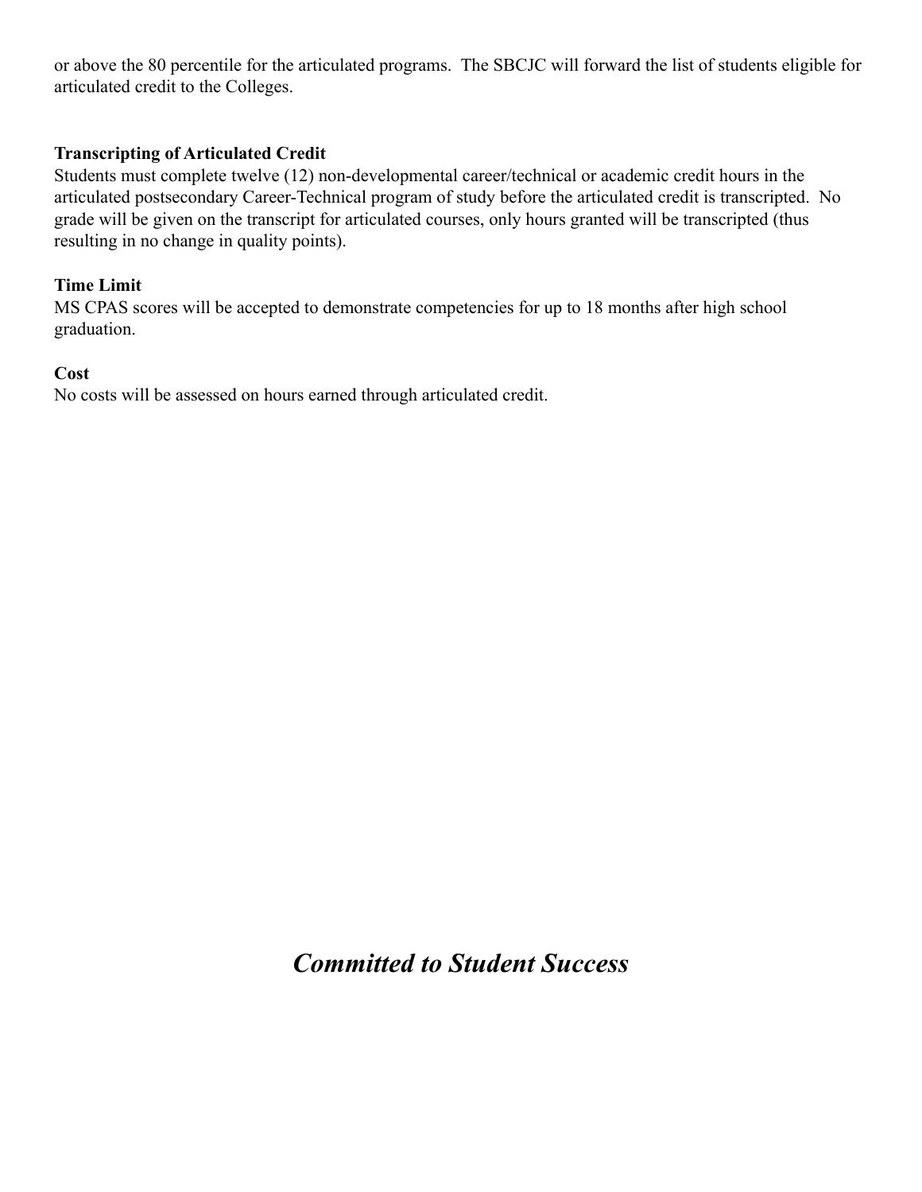or above the 80 percentile for the articulated programs. The SBCJC will forward the list of students eligible for articulated credit to the Colleges.

**Transcripting of Articulated Credit**

Students must complete twelve (12) non-developmental career/technical or academic credit hours in the articulated postsecondary Career-Technical program of study before the articulated credit is transcripted. No grade will be given on the transcript for articulated courses, only hours granted will be transcripted (thus resulting in no change in quality points).

**Time Limit**

MS CPAS scores will be accepted to demonstrate competencies for up to 18 months after high school graduation.

**Cost**

No costs will be assessed on hours earned through articulated credit.

***Committed to Student Success***